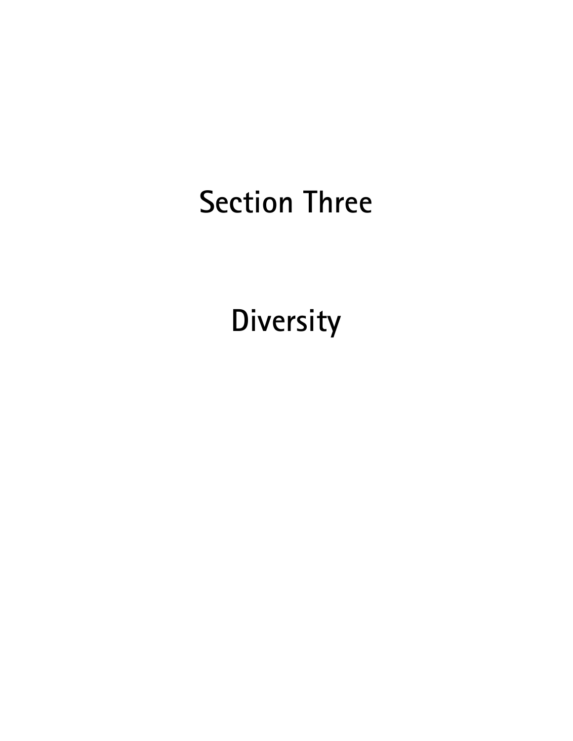# Section Three

# Diversity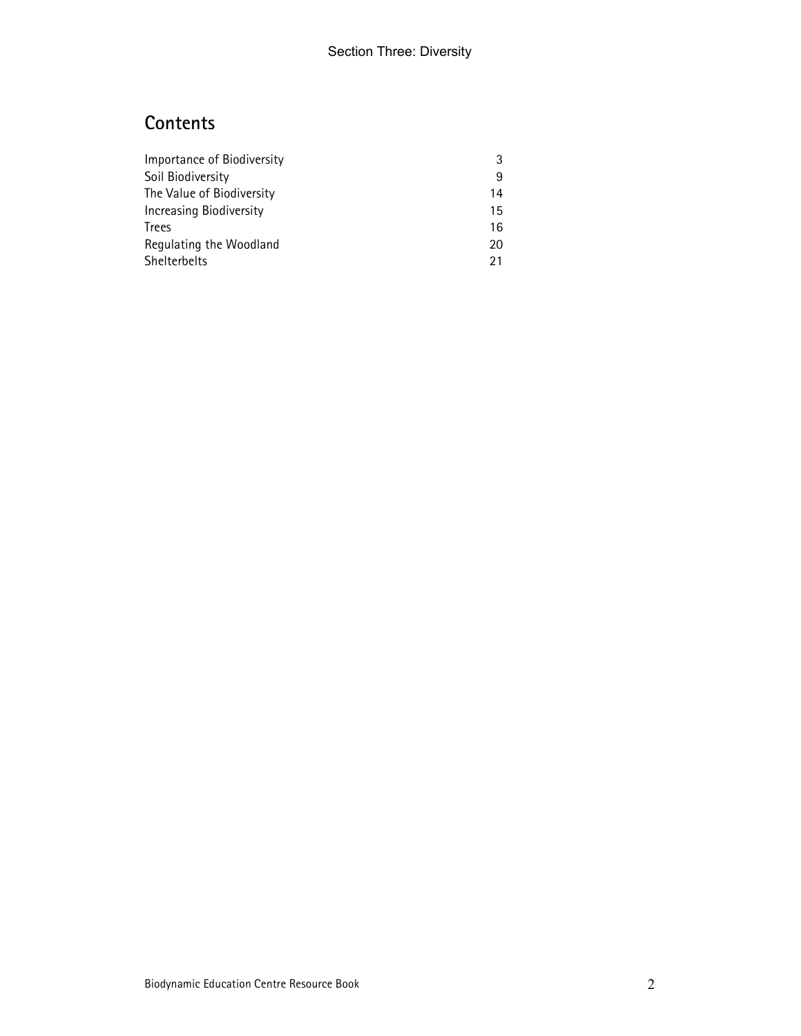## Contents

| | |
|---|---|
| Importance of Biodiversity | 3 |
| Soil Biodiversity | 9 |
| The Value of Biodiversity | 14 |
| Increasing Biodiversity | 15 |
| Trees | 16 |
| Regulating the Woodland | 20 |
| Shelterbelts | 21 |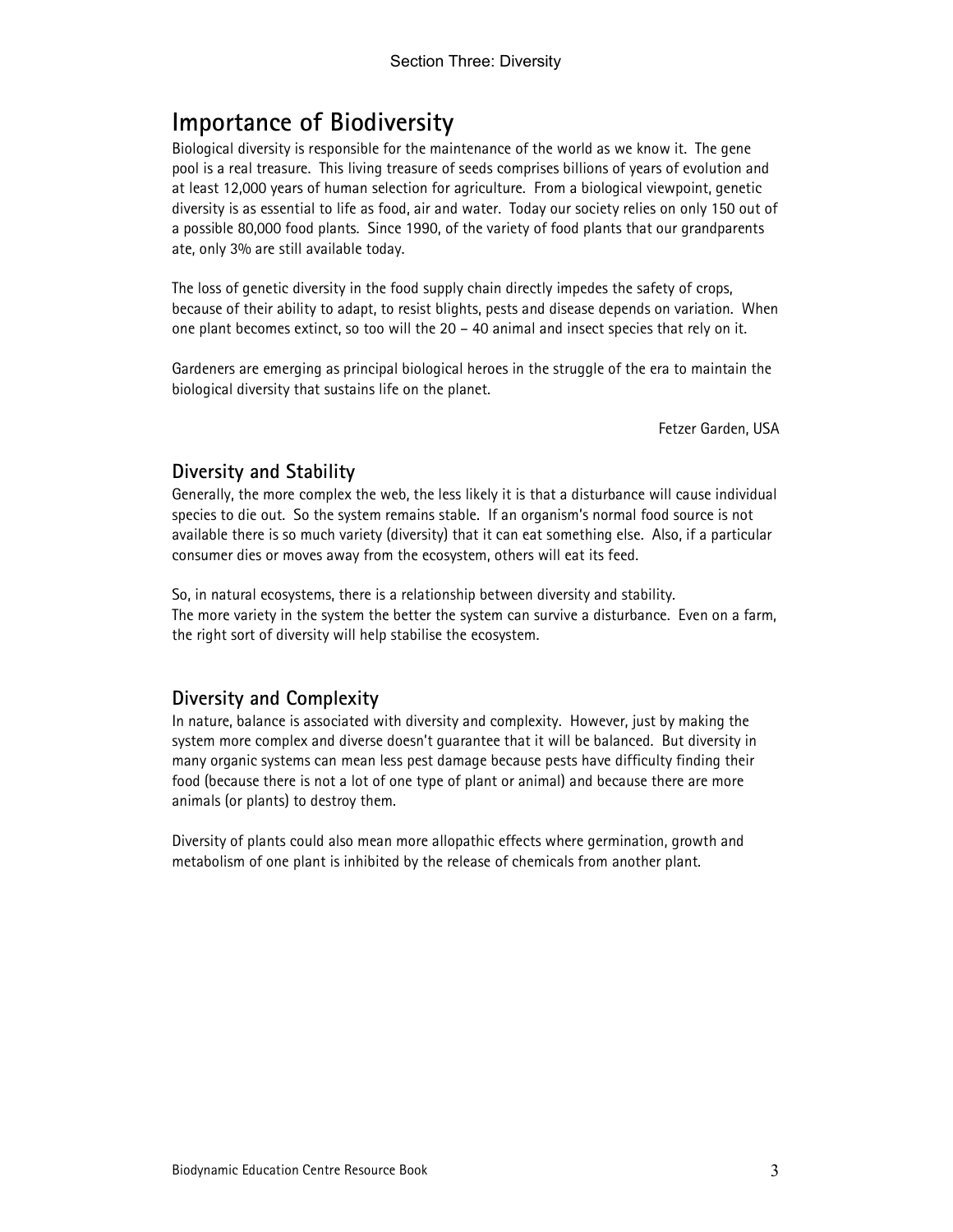# Importance of Biodiversity

Biological diversity is responsible for the maintenance of the world as we know it. The gene pool is a real treasure. This living treasure of seeds comprises billions of years of evolution and at least 12,000 years of human selection for agriculture. From a biological viewpoint, genetic diversity is as essential to life as food, air and water. Today our society relies on only 150 out of a possible 80,000 food plants. Since 1990, of the variety of food plants that our grandparents ate, only 3% are still available today.

The loss of genetic diversity in the food supply chain directly impedes the safety of crops, because of their ability to adapt, to resist blights, pests and disease depends on variation. When one plant becomes extinct, so too will the 20 – 40 animal and insect species that rely on it.

Gardeners are emerging as principal biological heroes in the struggle of the era to maintain the biological diversity that sustains life on the planet.

Fetzer Garden, USA

## Diversity and Stability

Generally, the more complex the web, the less likely it is that a disturbance will cause individual species to die out. So the system remains stable. If an organism's normal food source is not available there is so much variety (diversity) that it can eat something else. Also, if a particular consumer dies or moves away from the ecosystem, others will eat its feed.

So, in natural ecosystems, there is a relationship between diversity and stability.
The more variety in the system the better the system can survive a disturbance. Even on a farm, the right sort of diversity will help stabilise the ecosystem.

## Diversity and Complexity

In nature, balance is associated with diversity and complexity. However, just by making the system more complex and diverse doesn't guarantee that it will be balanced. But diversity in many organic systems can mean less pest damage because pests have difficulty finding their food (because there is not a lot of one type of plant or animal) and because there are more animals (or plants) to destroy them.

Diversity of plants could also mean more allopathic effects where germination, growth and metabolism of one plant is inhibited by the release of chemicals from another plant.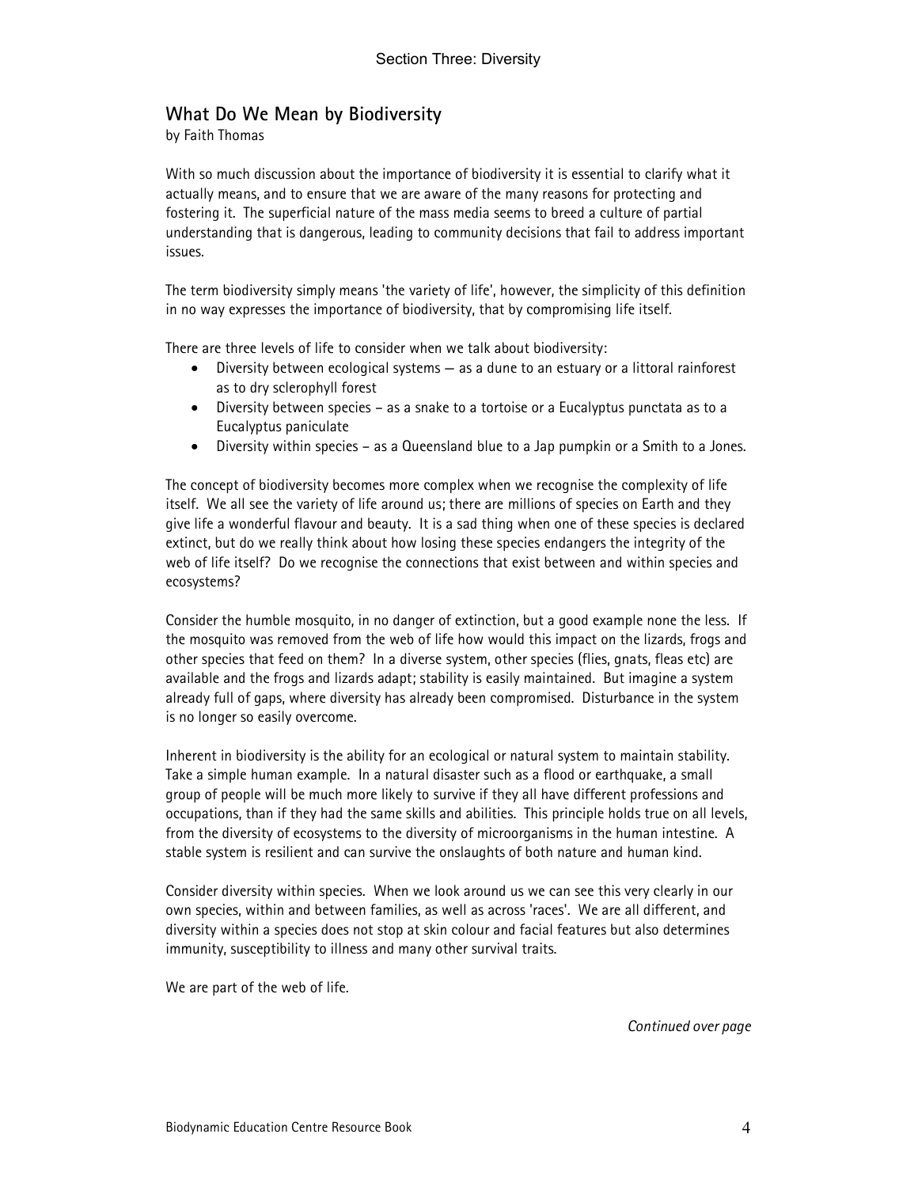## What Do We Mean by Biodiversity

by Faith Thomas

With so much discussion about the importance of biodiversity it is essential to clarify what it actually means, and to ensure that we are aware of the many reasons for protecting and fostering it. The superficial nature of the mass media seems to breed a culture of partial understanding that is dangerous, leading to community decisions that fail to address important issues.

The term biodiversity simply means 'the variety of life', however, the simplicity of this definition in no way expresses the importance of biodiversity, that by compromising life itself.

There are three levels of life to consider when we talk about biodiversity:

- Diversity between ecological systems — as a dune to an estuary or a littoral rainforest as to dry sclerophyll forest
- Diversity between species – as a snake to a tortoise or a Eucalyptus punctata as to a Eucalyptus paniculate
- Diversity within species – as a Queensland blue to a Jap pumpkin or a Smith to a Jones.

The concept of biodiversity becomes more complex when we recognise the complexity of life itself. We all see the variety of life around us; there are millions of species on Earth and they give life a wonderful flavour and beauty. It is a sad thing when one of these species is declared extinct, but do we really think about how losing these species endangers the integrity of the web of life itself? Do we recognise the connections that exist between and within species and ecosystems?

Consider the humble mosquito, in no danger of extinction, but a good example none the less. If the mosquito was removed from the web of life how would this impact on the lizards, frogs and other species that feed on them? In a diverse system, other species (flies, gnats, fleas etc) are available and the frogs and lizards adapt; stability is easily maintained. But imagine a system already full of gaps, where diversity has already been compromised. Disturbance in the system is no longer so easily overcome.

Inherent in biodiversity is the ability for an ecological or natural system to maintain stability. Take a simple human example. In a natural disaster such as a flood or earthquake, a small group of people will be much more likely to survive if they all have different professions and occupations, than if they had the same skills and abilities. This principle holds true on all levels, from the diversity of ecosystems to the diversity of microorganisms in the human intestine. A stable system is resilient and can survive the onslaughts of both nature and human kind.

Consider diversity within species. When we look around us we can see this very clearly in our own species, within and between families, as well as across 'races'. We are all different, and diversity within a species does not stop at skin colour and facial features but also determines immunity, susceptibility to illness and many other survival traits.

We are part of the web of life.

*Continued over page*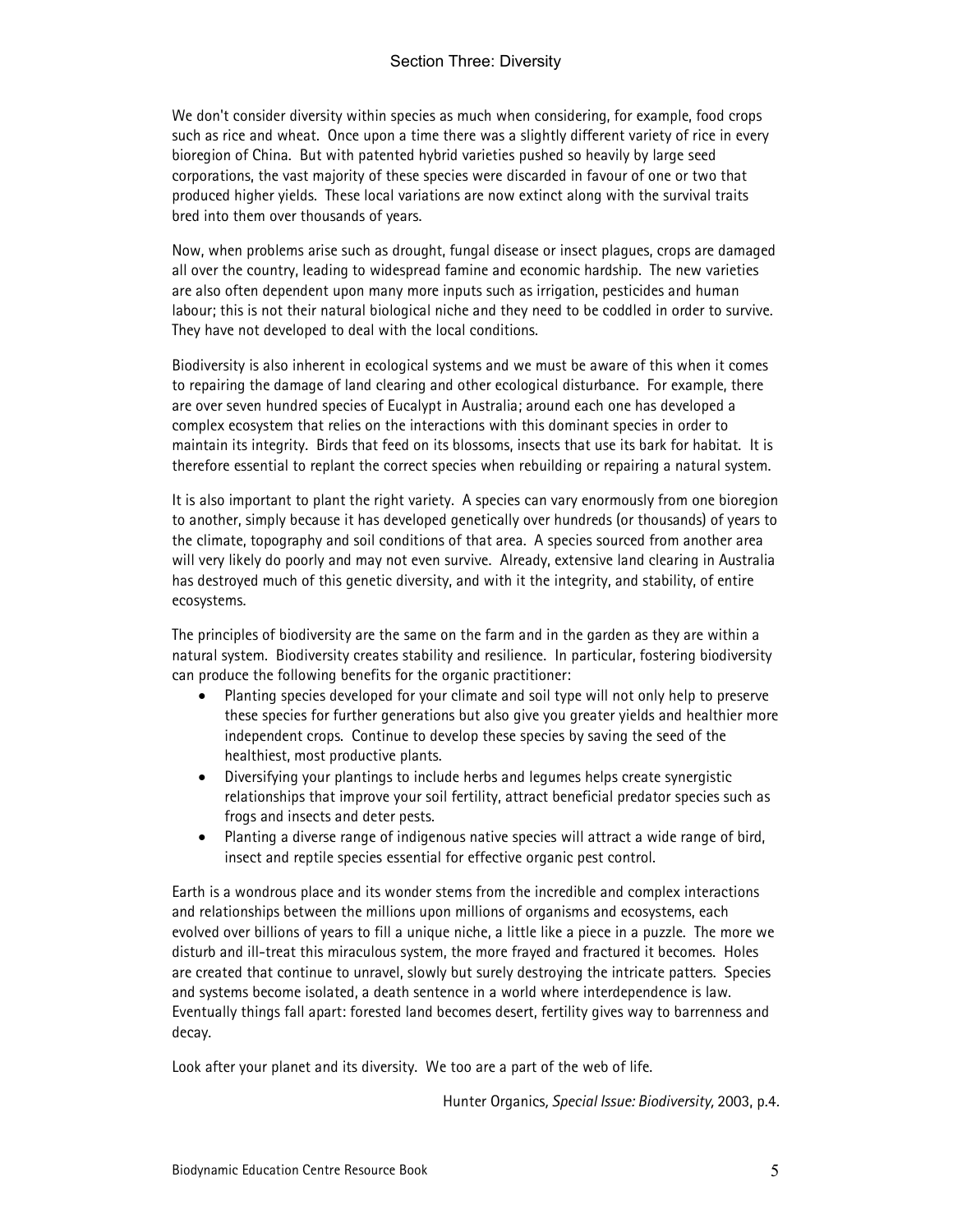We don't consider diversity within species as much when considering, for example, food crops such as rice and wheat. Once upon a time there was a slightly different variety of rice in every bioregion of China. But with patented hybrid varieties pushed so heavily by large seed corporations, the vast majority of these species were discarded in favour of one or two that produced higher yields. These local variations are now extinct along with the survival traits bred into them over thousands of years.

Now, when problems arise such as drought, fungal disease or insect plagues, crops are damaged all over the country, leading to widespread famine and economic hardship. The new varieties are also often dependent upon many more inputs such as irrigation, pesticides and human labour; this is not their natural biological niche and they need to be coddled in order to survive. They have not developed to deal with the local conditions.

Biodiversity is also inherent in ecological systems and we must be aware of this when it comes to repairing the damage of land clearing and other ecological disturbance. For example, there are over seven hundred species of Eucalypt in Australia; around each one has developed a complex ecosystem that relies on the interactions with this dominant species in order to maintain its integrity. Birds that feed on its blossoms, insects that use its bark for habitat. It is therefore essential to replant the correct species when rebuilding or repairing a natural system.

It is also important to plant the right variety. A species can vary enormously from one bioregion to another, simply because it has developed genetically over hundreds (or thousands) of years to the climate, topography and soil conditions of that area. A species sourced from another area will very likely do poorly and may not even survive. Already, extensive land clearing in Australia has destroyed much of this genetic diversity, and with it the integrity, and stability, of entire ecosystems.

The principles of biodiversity are the same on the farm and in the garden as they are within a natural system. Biodiversity creates stability and resilience. In particular, fostering biodiversity can produce the following benefits for the organic practitioner:

- Planting species developed for your climate and soil type will not only help to preserve these species for further generations but also give you greater yields and healthier more independent crops. Continue to develop these species by saving the seed of the healthiest, most productive plants.
- Diversifying your plantings to include herbs and legumes helps create synergistic relationships that improve your soil fertility, attract beneficial predator species such as frogs and insects and deter pests.
- Planting a diverse range of indigenous native species will attract a wide range of bird, insect and reptile species essential for effective organic pest control.

Earth is a wondrous place and its wonder stems from the incredible and complex interactions and relationships between the millions upon millions of organisms and ecosystems, each evolved over billions of years to fill a unique niche, a little like a piece in a puzzle. The more we disturb and ill-treat this miraculous system, the more frayed and fractured it becomes. Holes are created that continue to unravel, slowly but surely destroying the intricate patters. Species and systems become isolated, a death sentence in a world where interdependence is law. Eventually things fall apart: forested land becomes desert, fertility gives way to barrenness and decay.

Look after your planet and its diversity. We too are a part of the web of life.

Hunter Organics, *Special Issue: Biodiversity*, 2003, p.4.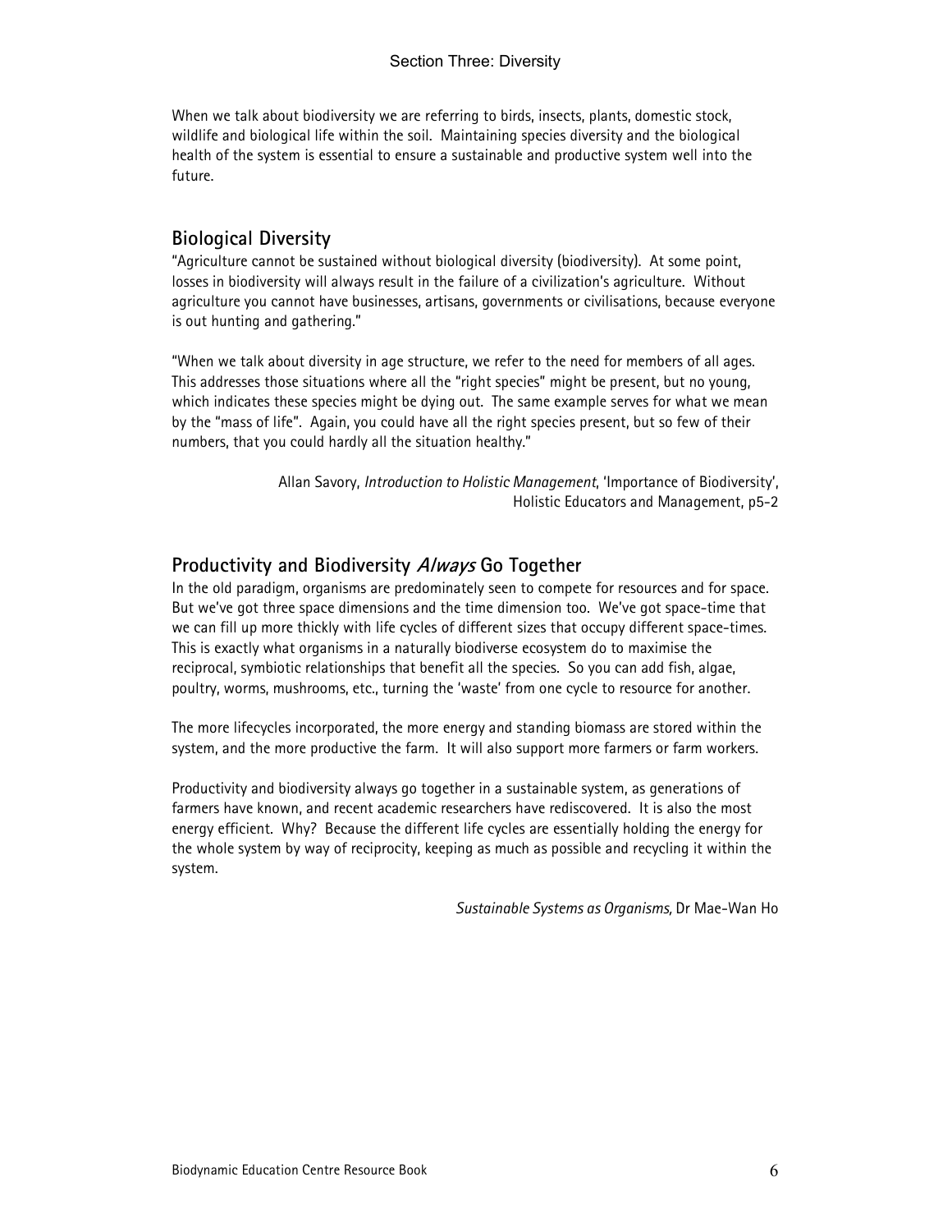When we talk about biodiversity we are referring to birds, insects, plants, domestic stock, wildlife and biological life within the soil. Maintaining species diversity and the biological health of the system is essential to ensure a sustainable and productive system well into the future.

## Biological Diversity

"Agriculture cannot be sustained without biological diversity (biodiversity). At some point, losses in biodiversity will always result in the failure of a civilization's agriculture. Without agriculture you cannot have businesses, artisans, governments or civilisations, because everyone is out hunting and gathering."

"When we talk about diversity in age structure, we refer to the need for members of all ages. This addresses those situations where all the "right species" might be present, but no young, which indicates these species might be dying out. The same example serves for what we mean by the "mass of life". Again, you could have all the right species present, but so few of their numbers, that you could hardly all the situation healthy."

Allan Savory, *Introduction to Holistic Management*, 'Importance of Biodiversity', Holistic Educators and Management, p5-2

## Productivity and Biodiversity *Always* Go Together

In the old paradigm, organisms are predominately seen to compete for resources and for space. But we've got three space dimensions and the time dimension too. We've got space-time that we can fill up more thickly with life cycles of different sizes that occupy different space-times. This is exactly what organisms in a naturally biodiverse ecosystem do to maximise the reciprocal, symbiotic relationships that benefit all the species. So you can add fish, algae, poultry, worms, mushrooms, etc., turning the 'waste' from one cycle to resource for another.

The more lifecycles incorporated, the more energy and standing biomass are stored within the system, and the more productive the farm. It will also support more farmers or farm workers.

Productivity and biodiversity always go together in a sustainable system, as generations of farmers have known, and recent academic researchers have rediscovered. It is also the most energy efficient. Why? Because the different life cycles are essentially holding the energy for the whole system by way of reciprocity, keeping as much as possible and recycling it within the system.

*Sustainable Systems as Organisms,* Dr Mae-Wan Ho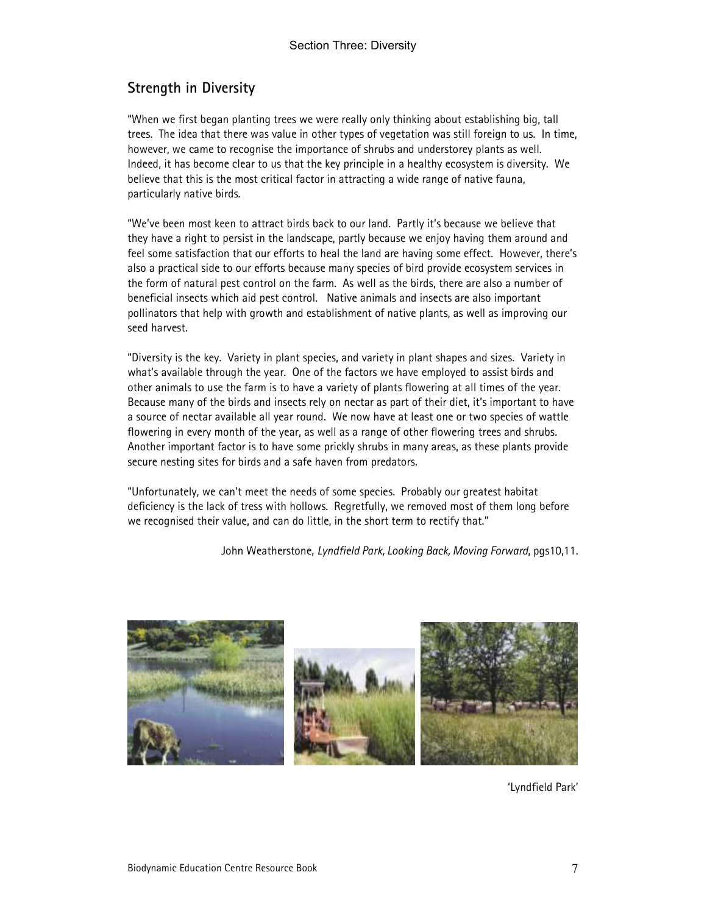## Strength in Diversity

"When we first began planting trees we were really only thinking about establishing big, tall trees. The idea that there was value in other types of vegetation was still foreign to us. In time, however, we came to recognise the importance of shrubs and understorey plants as well. Indeed, it has become clear to us that the key principle in a healthy ecosystem is diversity. We believe that this is the most critical factor in attracting a wide range of native fauna, particularly native birds.

"We've been most keen to attract birds back to our land. Partly it's because we believe that they have a right to persist in the landscape, partly because we enjoy having them around and feel some satisfaction that our efforts to heal the land are having some effect. However, there's also a practical side to our efforts because many species of bird provide ecosystem services in the form of natural pest control on the farm. As well as the birds, there are also a number of beneficial insects which aid pest control. Native animals and insects are also important pollinators that help with growth and establishment of native plants, as well as improving our seed harvest.

"Diversity is the key. Variety in plant species, and variety in plant shapes and sizes. Variety in what's available through the year. One of the factors we have employed to assist birds and other animals to use the farm is to have a variety of plants flowering at all times of the year. Because many of the birds and insects rely on nectar as part of their diet, it's important to have a source of nectar available all year round. We now have at least one or two species of wattle flowering in every month of the year, as well as a range of other flowering trees and shrubs. Another important factor is to have some prickly shrubs in many areas, as these plants provide secure nesting sites for birds and a safe haven from predators.

"Unfortunately, we can't meet the needs of some species. Probably our greatest habitat deficiency is the lack of tress with hollows. Regretfully, we removed most of them long before we recognised their value, and can do little, in the short term to rectify that."

John Weatherstone, *Lyndfield Park, Looking Back, Moving Forward*, pgs10,11.

'Lyndfield Park'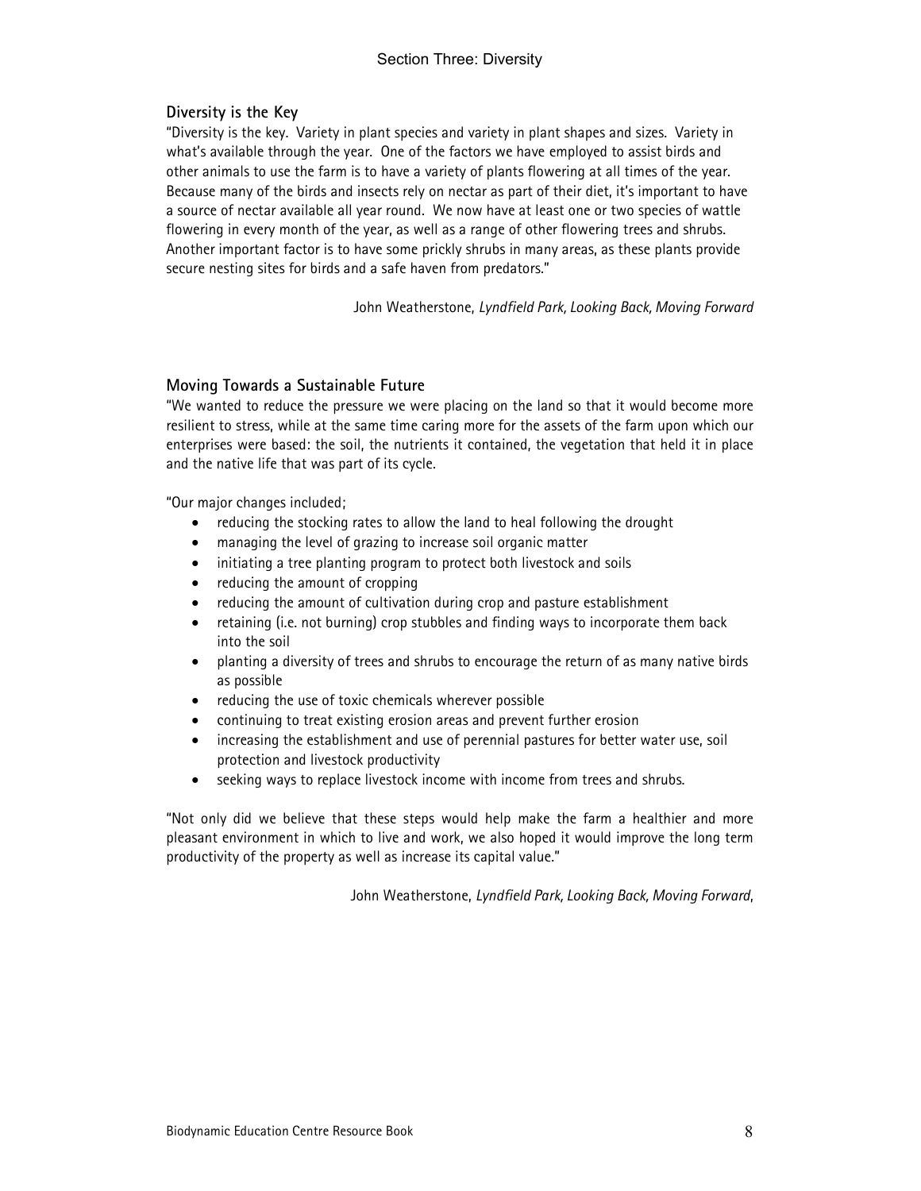## Diversity is the Key

"Diversity is the key. Variety in plant species and variety in plant shapes and sizes. Variety in what's available through the year. One of the factors we have employed to assist birds and other animals to use the farm is to have a variety of plants flowering at all times of the year. Because many of the birds and insects rely on nectar as part of their diet, it's important to have a source of nectar available all year round. We now have at least one or two species of wattle flowering in every month of the year, as well as a range of other flowering trees and shrubs. Another important factor is to have some prickly shrubs in many areas, as these plants provide secure nesting sites for birds and a safe haven from predators."

John Weatherstone, *Lyndfield Park, Looking Back, Moving Forward*

## Moving Towards a Sustainable Future

"We wanted to reduce the pressure we were placing on the land so that it would become more resilient to stress, while at the same time caring more for the assets of the farm upon which our enterprises were based: the soil, the nutrients it contained, the vegetation that held it in place and the native life that was part of its cycle.

"Our major changes included;

- reducing the stocking rates to allow the land to heal following the drought
- managing the level of grazing to increase soil organic matter
- initiating a tree planting program to protect both livestock and soils
- reducing the amount of cropping
- reducing the amount of cultivation during crop and pasture establishment
- retaining (i.e. not burning) crop stubbles and finding ways to incorporate them back into the soil
- planting a diversity of trees and shrubs to encourage the return of as many native birds as possible
- reducing the use of toxic chemicals wherever possible
- continuing to treat existing erosion areas and prevent further erosion
- increasing the establishment and use of perennial pastures for better water use, soil protection and livestock productivity
- seeking ways to replace livestock income with income from trees and shrubs.

"Not only did we believe that these steps would help make the farm a healthier and more pleasant environment in which to live and work, we also hoped it would improve the long term productivity of the property as well as increase its capital value."

John Weatherstone, *Lyndfield Park, Looking Back, Moving Forward*,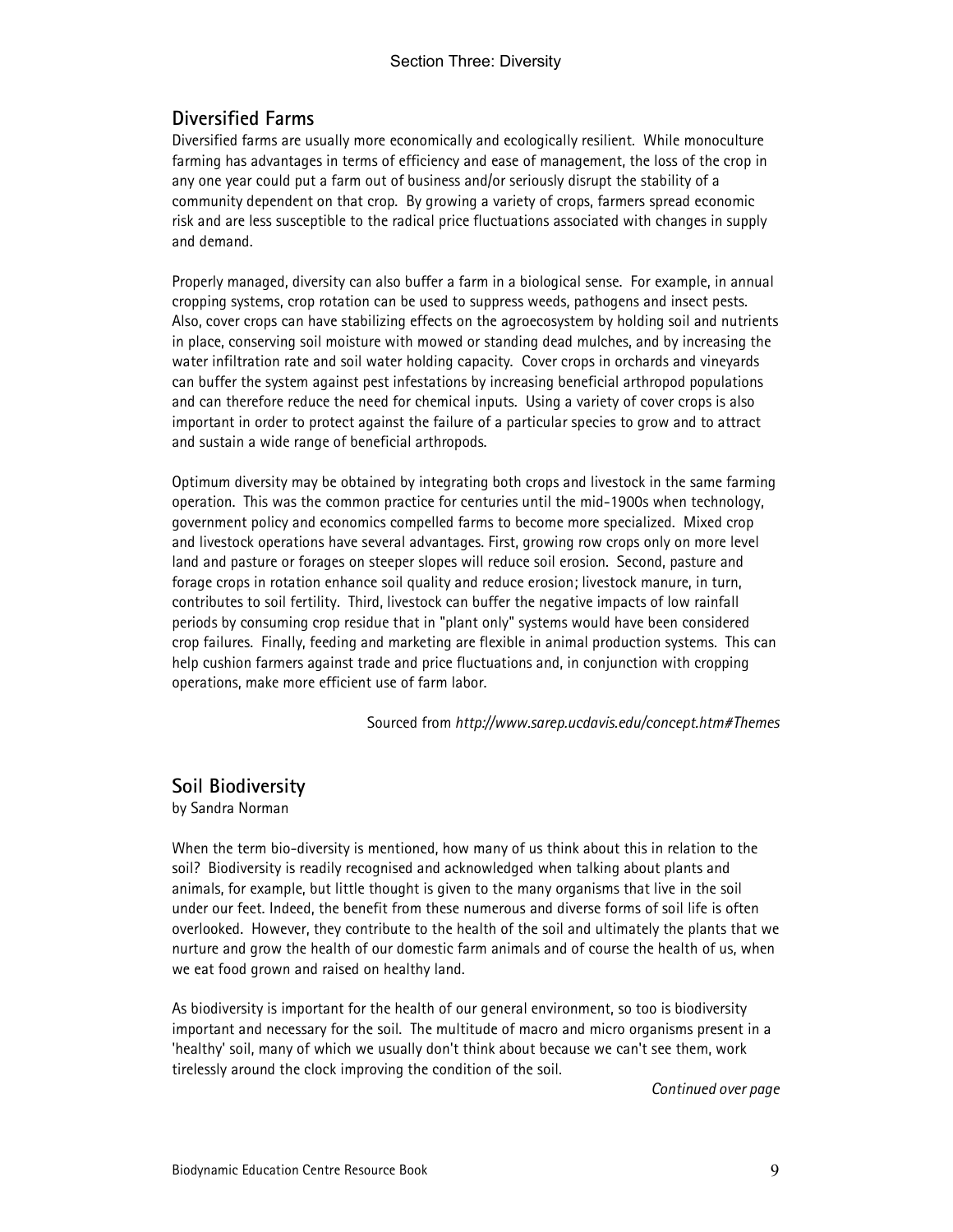## Diversified Farms

Diversified farms are usually more economically and ecologically resilient. While monoculture farming has advantages in terms of efficiency and ease of management, the loss of the crop in any one year could put a farm out of business and/or seriously disrupt the stability of a community dependent on that crop. By growing a variety of crops, farmers spread economic risk and are less susceptible to the radical price fluctuations associated with changes in supply and demand.

Properly managed, diversity can also buffer a farm in a biological sense. For example, in annual cropping systems, crop rotation can be used to suppress weeds, pathogens and insect pests. Also, cover crops can have stabilizing effects on the agroecosystem by holding soil and nutrients in place, conserving soil moisture with mowed or standing dead mulches, and by increasing the water infiltration rate and soil water holding capacity. Cover crops in orchards and vineyards can buffer the system against pest infestations by increasing beneficial arthropod populations and can therefore reduce the need for chemical inputs. Using a variety of cover crops is also important in order to protect against the failure of a particular species to grow and to attract and sustain a wide range of beneficial arthropods.

Optimum diversity may be obtained by integrating both crops and livestock in the same farming operation. This was the common practice for centuries until the mid-1900s when technology, government policy and economics compelled farms to become more specialized. Mixed crop and livestock operations have several advantages. First, growing row crops only on more level land and pasture or forages on steeper slopes will reduce soil erosion. Second, pasture and forage crops in rotation enhance soil quality and reduce erosion; livestock manure, in turn, contributes to soil fertility. Third, livestock can buffer the negative impacts of low rainfall periods by consuming crop residue that in "plant only" systems would have been considered crop failures. Finally, feeding and marketing are flexible in animal production systems. This can help cushion farmers against trade and price fluctuations and, in conjunction with cropping operations, make more efficient use of farm labor.

Sourced from *http://www.sarep.ucdavis.edu/concept.htm#Themes*

## Soil Biodiversity

by Sandra Norman

When the term bio-diversity is mentioned, how many of us think about this in relation to the soil? Biodiversity is readily recognised and acknowledged when talking about plants and animals, for example, but little thought is given to the many organisms that live in the soil under our feet. Indeed, the benefit from these numerous and diverse forms of soil life is often overlooked. However, they contribute to the health of the soil and ultimately the plants that we nurture and grow the health of our domestic farm animals and of course the health of us, when we eat food grown and raised on healthy land.

As biodiversity is important for the health of our general environment, so too is biodiversity important and necessary for the soil. The multitude of macro and micro organisms present in a 'healthy' soil, many of which we usually don't think about because we can't see them, work tirelessly around the clock improving the condition of the soil.

*Continued over page*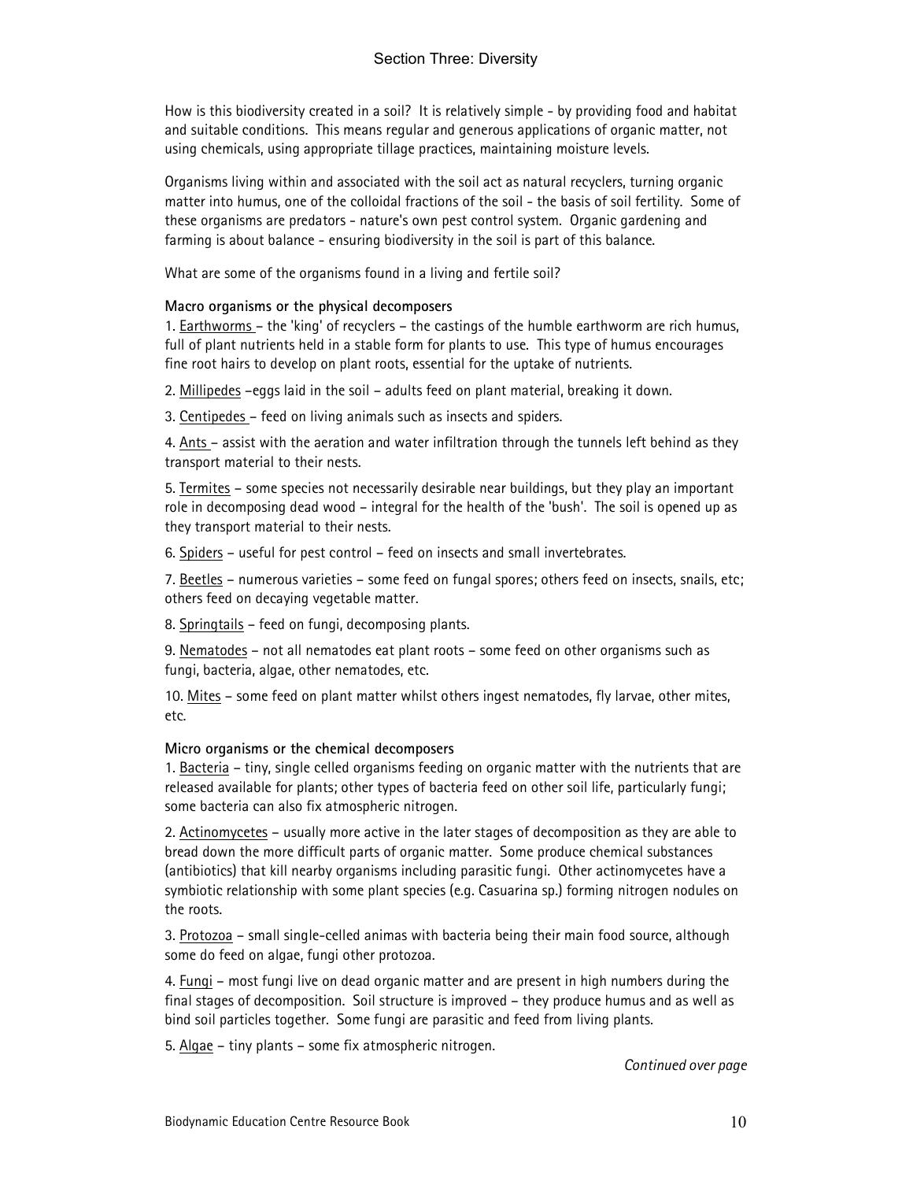# Section Three: Diversity

How is this biodiversity created in a soil? It is relatively simple - by providing food and habitat and suitable conditions. This means regular and generous applications of organic matter, not using chemicals, using appropriate tillage practices, maintaining moisture levels.

Organisms living within and associated with the soil act as natural recyclers, turning organic matter into humus, one of the colloidal fractions of the soil - the basis of soil fertility. Some of these organisms are predators - nature's own pest control system. Organic gardening and farming is about balance - ensuring biodiversity in the soil is part of this balance.

What are some of the organisms found in a living and fertile soil?

**Macro organisms or the physical decomposers**

1. Earthworms – the 'king' of recyclers – the castings of the humble earthworm are rich humus, full of plant nutrients held in a stable form for plants to use. This type of humus encourages fine root hairs to develop on plant roots, essential for the uptake of nutrients.

2. Millipedes –eggs laid in the soil – adults feed on plant material, breaking it down.

3. Centipedes – feed on living animals such as insects and spiders.

4. Ants – assist with the aeration and water infiltration through the tunnels left behind as they transport material to their nests.

5. Termites – some species not necessarily desirable near buildings, but they play an important role in decomposing dead wood – integral for the health of the 'bush'. The soil is opened up as they transport material to their nests.

6. Spiders – useful for pest control – feed on insects and small invertebrates.

7. Beetles – numerous varieties – some feed on fungal spores; others feed on insects, snails, etc; others feed on decaying vegetable matter.

8. Springtails – feed on fungi, decomposing plants.

9. Nematodes – not all nematodes eat plant roots – some feed on other organisms such as fungi, bacteria, algae, other nematodes, etc.

10. Mites – some feed on plant matter whilst others ingest nematodes, fly larvae, other mites, etc.

**Micro organisms or the chemical decomposers**

1. Bacteria – tiny, single celled organisms feeding on organic matter with the nutrients that are released available for plants; other types of bacteria feed on other soil life, particularly fungi; some bacteria can also fix atmospheric nitrogen.

2. Actinomycetes – usually more active in the later stages of decomposition as they are able to bread down the more difficult parts of organic matter. Some produce chemical substances (antibiotics) that kill nearby organisms including parasitic fungi. Other actinomycetes have a symbiotic relationship with some plant species (e.g. Casuarina sp.) forming nitrogen nodules on the roots.

3. Protozoa – small single-celled animas with bacteria being their main food source, although some do feed on algae, fungi other protozoa.

4. Fungi – most fungi live on dead organic matter and are present in high numbers during the final stages of decomposition. Soil structure is improved – they produce humus and as well as bind soil particles together. Some fungi are parasitic and feed from living plants.

5. Algae – tiny plants – some fix atmospheric nitrogen.

*Continued over page*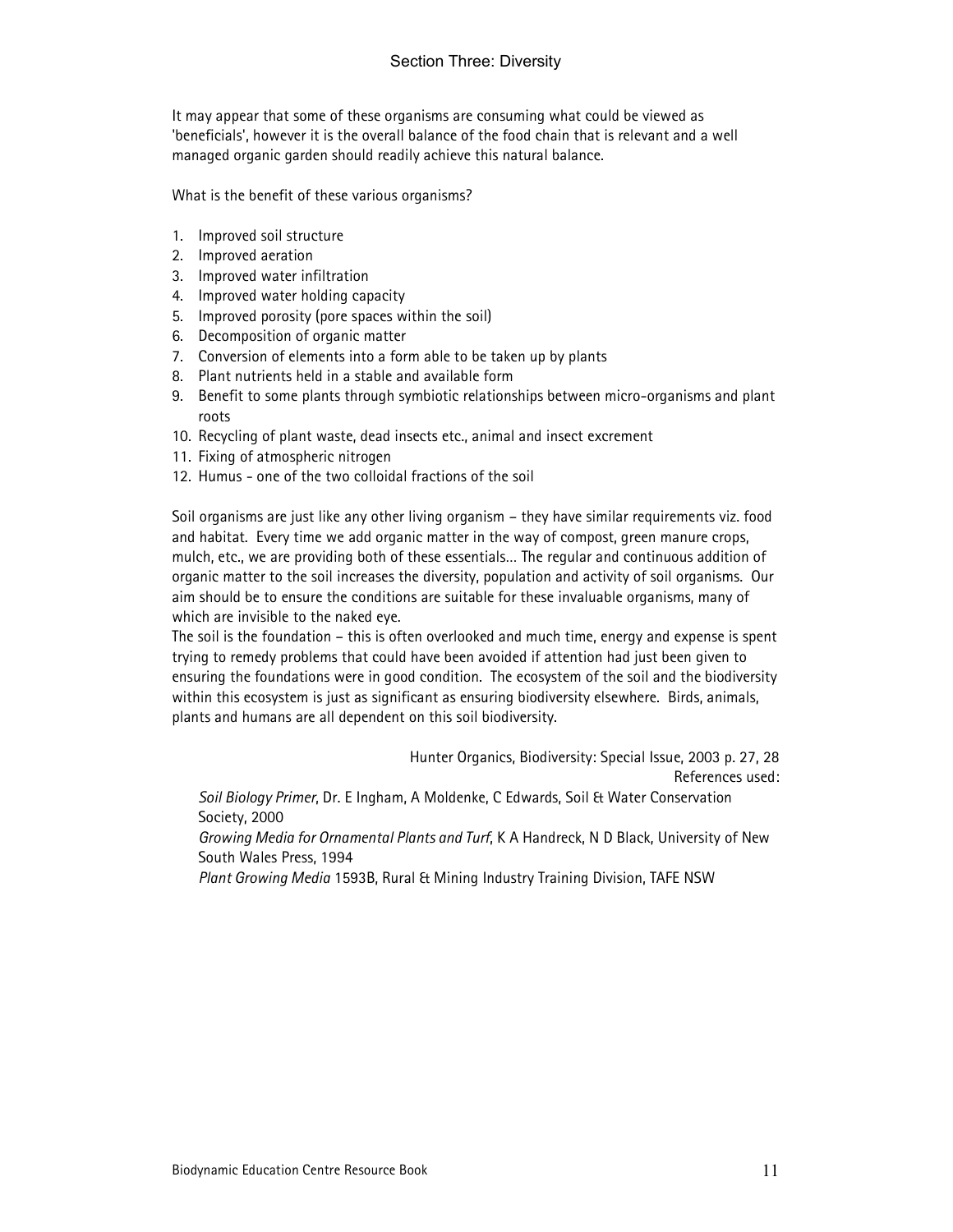It may appear that some of these organisms are consuming what could be viewed as 'beneficials', however it is the overall balance of the food chain that is relevant and a well managed organic garden should readily achieve this natural balance.

What is the benefit of these various organisms?

1. Improved soil structure
2. Improved aeration
3. Improved water infiltration
4. Improved water holding capacity
5. Improved porosity (pore spaces within the soil)
6. Decomposition of organic matter
7. Conversion of elements into a form able to be taken up by plants
8. Plant nutrients held in a stable and available form
9. Benefit to some plants through symbiotic relationships between micro-organisms and plant roots
10. Recycling of plant waste, dead insects etc., animal and insect excrement
11. Fixing of atmospheric nitrogen
12. Humus - one of the two colloidal fractions of the soil

Soil organisms are just like any other living organism – they have similar requirements viz. food and habitat. Every time we add organic matter in the way of compost, green manure crops, mulch, etc., we are providing both of these essentials… The regular and continuous addition of organic matter to the soil increases the diversity, population and activity of soil organisms. Our aim should be to ensure the conditions are suitable for these invaluable organisms, many of which are invisible to the naked eye.

The soil is the foundation – this is often overlooked and much time, energy and expense is spent trying to remedy problems that could have been avoided if attention had just been given to ensuring the foundations were in good condition. The ecosystem of the soil and the biodiversity within this ecosystem is just as significant as ensuring biodiversity elsewhere. Birds, animals, plants and humans are all dependent on this soil biodiversity.

Hunter Organics, Biodiversity: Special Issue, 2003 p. 27, 28

References used:

*Soil Biology Primer*, Dr. E Ingham, A Moldenke, C Edwards, Soil & Water Conservation Society, 2000

*Growing Media for Ornamental Plants and Turf*, K A Handreck, N D Black, University of New South Wales Press, 1994

*Plant Growing Media* 1593B, Rural & Mining Industry Training Division, TAFE NSW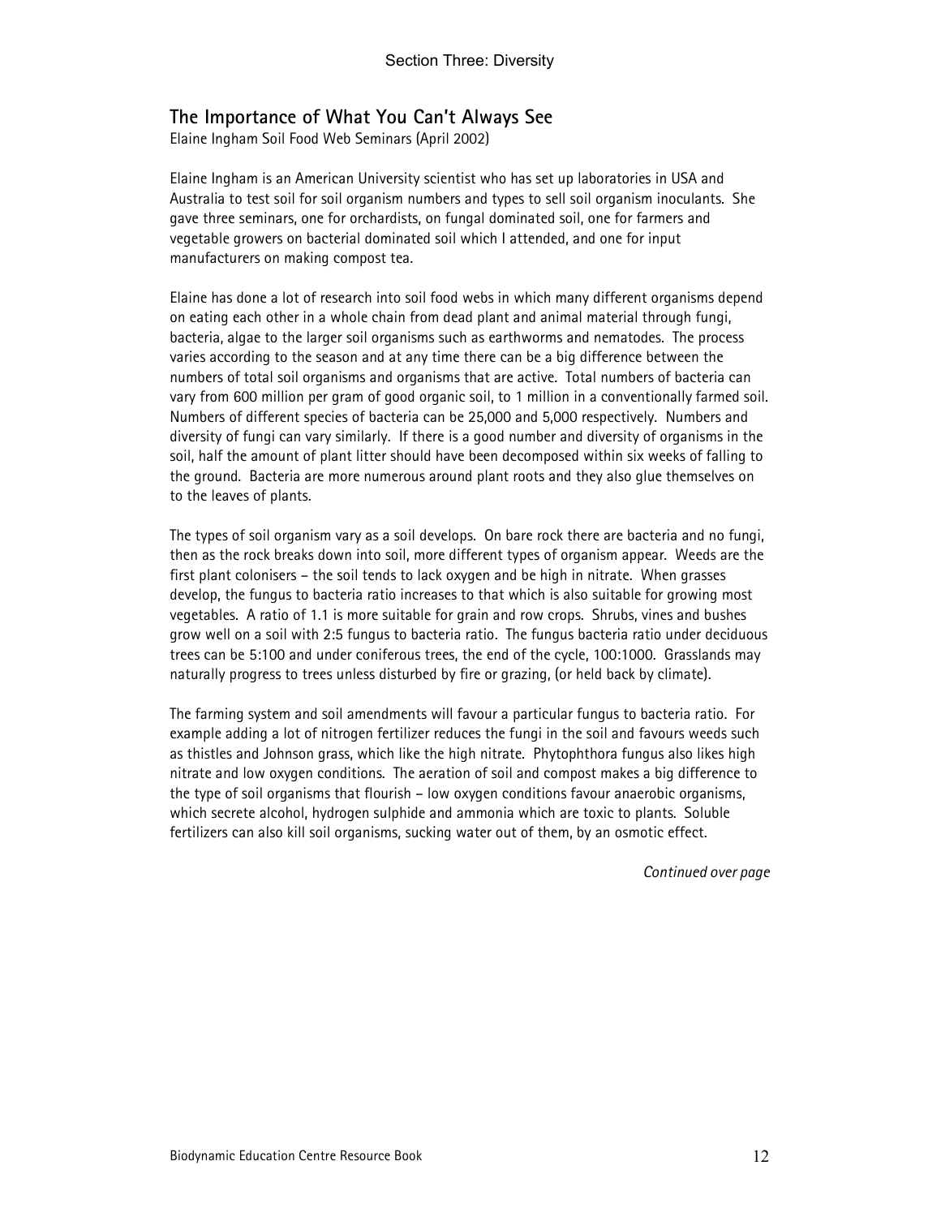## The Importance of What You Can't Always See

Elaine Ingham Soil Food Web Seminars (April 2002)

Elaine Ingham is an American University scientist who has set up laboratories in USA and Australia to test soil for soil organism numbers and types to sell soil organism inoculants. She gave three seminars, one for orchardists, on fungal dominated soil, one for farmers and vegetable growers on bacterial dominated soil which I attended, and one for input manufacturers on making compost tea.

Elaine has done a lot of research into soil food webs in which many different organisms depend on eating each other in a whole chain from dead plant and animal material through fungi, bacteria, algae to the larger soil organisms such as earthworms and nematodes. The process varies according to the season and at any time there can be a big difference between the numbers of total soil organisms and organisms that are active. Total numbers of bacteria can vary from 600 million per gram of good organic soil, to 1 million in a conventionally farmed soil. Numbers of different species of bacteria can be 25,000 and 5,000 respectively. Numbers and diversity of fungi can vary similarly. If there is a good number and diversity of organisms in the soil, half the amount of plant litter should have been decomposed within six weeks of falling to the ground. Bacteria are more numerous around plant roots and they also glue themselves on to the leaves of plants.

The types of soil organism vary as a soil develops. On bare rock there are bacteria and no fungi, then as the rock breaks down into soil, more different types of organism appear. Weeds are the first plant colonisers – the soil tends to lack oxygen and be high in nitrate. When grasses develop, the fungus to bacteria ratio increases to that which is also suitable for growing most vegetables. A ratio of 1.1 is more suitable for grain and row crops. Shrubs, vines and bushes grow well on a soil with 2:5 fungus to bacteria ratio. The fungus bacteria ratio under deciduous trees can be 5:100 and under coniferous trees, the end of the cycle, 100:1000. Grasslands may naturally progress to trees unless disturbed by fire or grazing, (or held back by climate).

The farming system and soil amendments will favour a particular fungus to bacteria ratio. For example adding a lot of nitrogen fertilizer reduces the fungi in the soil and favours weeds such as thistles and Johnson grass, which like the high nitrate. Phytophthora fungus also likes high nitrate and low oxygen conditions. The aeration of soil and compost makes a big difference to the type of soil organisms that flourish – low oxygen conditions favour anaerobic organisms, which secrete alcohol, hydrogen sulphide and ammonia which are toxic to plants. Soluble fertilizers can also kill soil organisms, sucking water out of them, by an osmotic effect.

*Continued over page*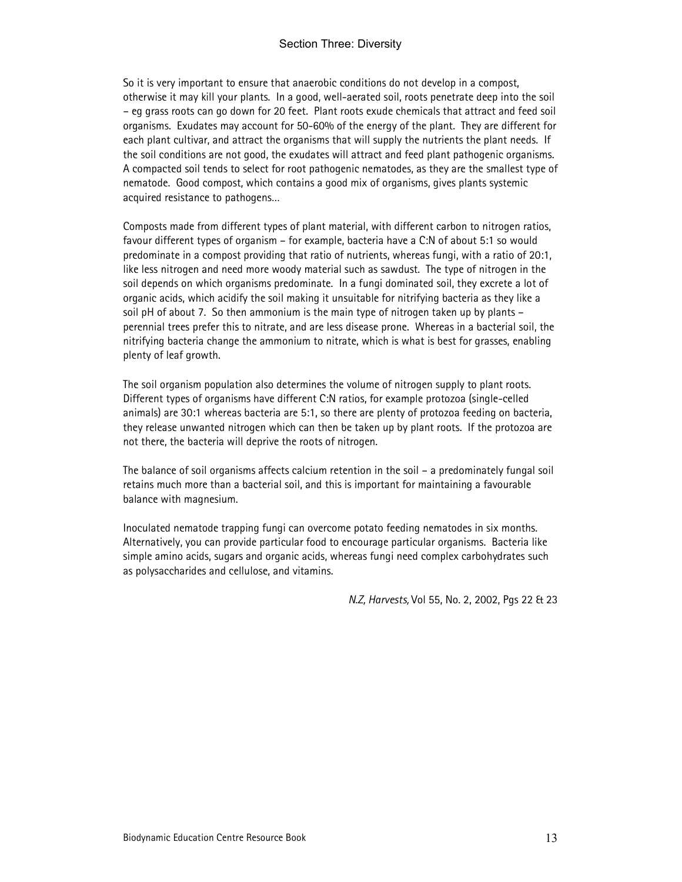So it is very important to ensure that anaerobic conditions do not develop in a compost, otherwise it may kill your plants. In a good, well-aerated soil, roots penetrate deep into the soil – eg grass roots can go down for 20 feet. Plant roots exude chemicals that attract and feed soil organisms. Exudates may account for 50-60% of the energy of the plant. They are different for each plant cultivar, and attract the organisms that will supply the nutrients the plant needs. If the soil conditions are not good, the exudates will attract and feed plant pathogenic organisms. A compacted soil tends to select for root pathogenic nematodes, as they are the smallest type of nematode. Good compost, which contains a good mix of organisms, gives plants systemic acquired resistance to pathogens…

Composts made from different types of plant material, with different carbon to nitrogen ratios, favour different types of organism – for example, bacteria have a C:N of about 5:1 so would predominate in a compost providing that ratio of nutrients, whereas fungi, with a ratio of 20:1, like less nitrogen and need more woody material such as sawdust. The type of nitrogen in the soil depends on which organisms predominate. In a fungi dominated soil, they excrete a lot of organic acids, which acidify the soil making it unsuitable for nitrifying bacteria as they like a soil pH of about 7. So then ammonium is the main type of nitrogen taken up by plants – perennial trees prefer this to nitrate, and are less disease prone. Whereas in a bacterial soil, the nitrifying bacteria change the ammonium to nitrate, which is what is best for grasses, enabling plenty of leaf growth.

The soil organism population also determines the volume of nitrogen supply to plant roots. Different types of organisms have different C:N ratios, for example protozoa (single-celled animals) are 30:1 whereas bacteria are 5:1, so there are plenty of protozoa feeding on bacteria, they release unwanted nitrogen which can then be taken up by plant roots. If the protozoa are not there, the bacteria will deprive the roots of nitrogen.

The balance of soil organisms affects calcium retention in the soil – a predominately fungal soil retains much more than a bacterial soil, and this is important for maintaining a favourable balance with magnesium.

Inoculated nematode trapping fungi can overcome potato feeding nematodes in six months. Alternatively, you can provide particular food to encourage particular organisms. Bacteria like simple amino acids, sugars and organic acids, whereas fungi need complex carbohydrates such as polysaccharides and cellulose, and vitamins.

*N.Z, Harvests,* Vol 55, No. 2, 2002, Pgs 22 & 23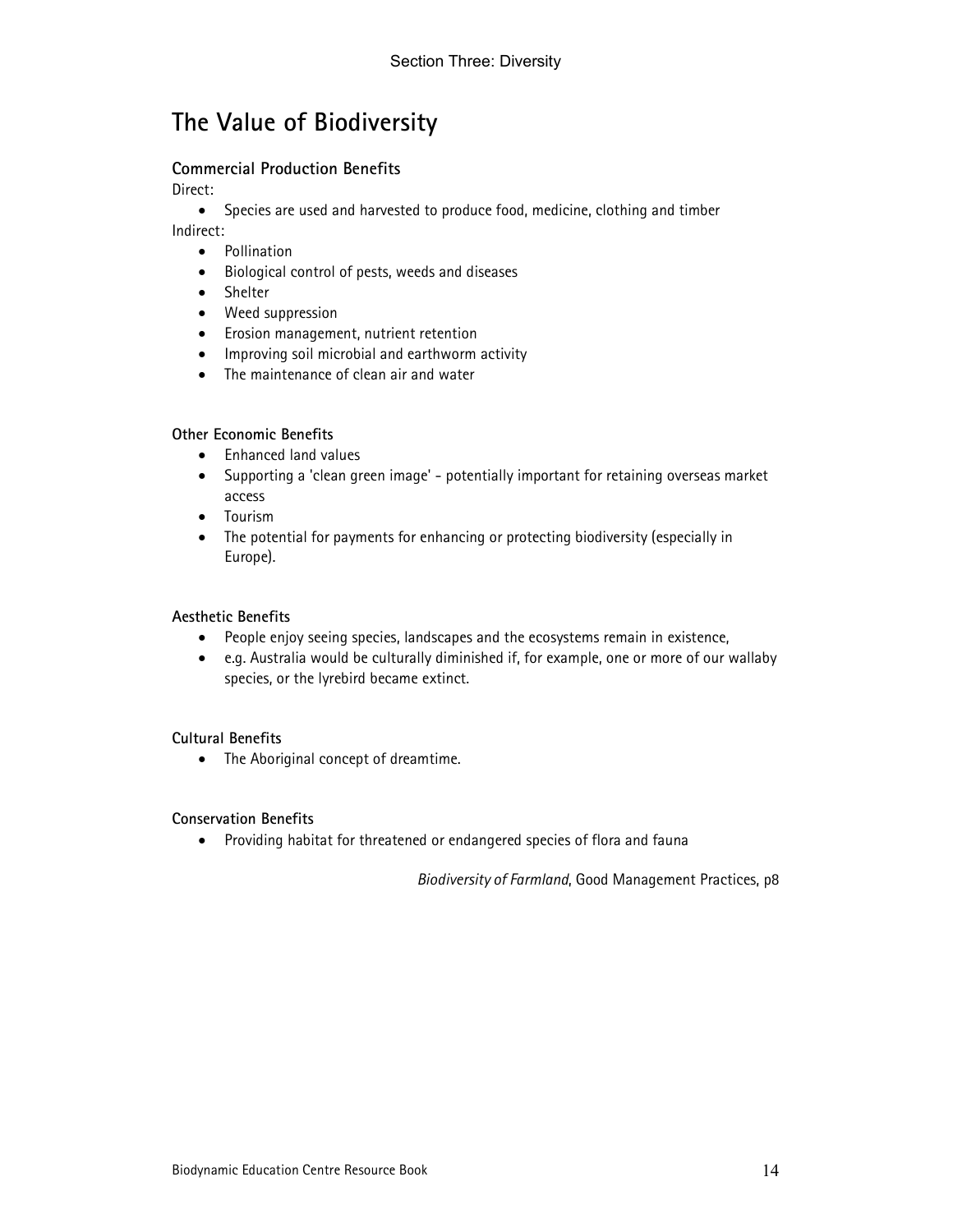# The Value of Biodiversity

### Commercial Production Benefits

Direct:

- Species are used and harvested to produce food, medicine, clothing and timber

Indirect:

- Pollination
- Biological control of pests, weeds and diseases
- Shelter
- Weed suppression
- Erosion management, nutrient retention
- Improving soil microbial and earthworm activity
- The maintenance of clean air and water

### Other Economic Benefits

- Enhanced land values
- Supporting a 'clean green image' - potentially important for retaining overseas market access
- Tourism
- The potential for payments for enhancing or protecting biodiversity (especially in Europe).

### Aesthetic Benefits

- People enjoy seeing species, landscapes and the ecosystems remain in existence,
- e.g. Australia would be culturally diminished if, for example, one or more of our wallaby species, or the lyrebird became extinct.

### Cultural Benefits

- The Aboriginal concept of dreamtime.

### Conservation Benefits

- Providing habitat for threatened or endangered species of flora and fauna

*Biodiversity of Farmland*, Good Management Practices, p8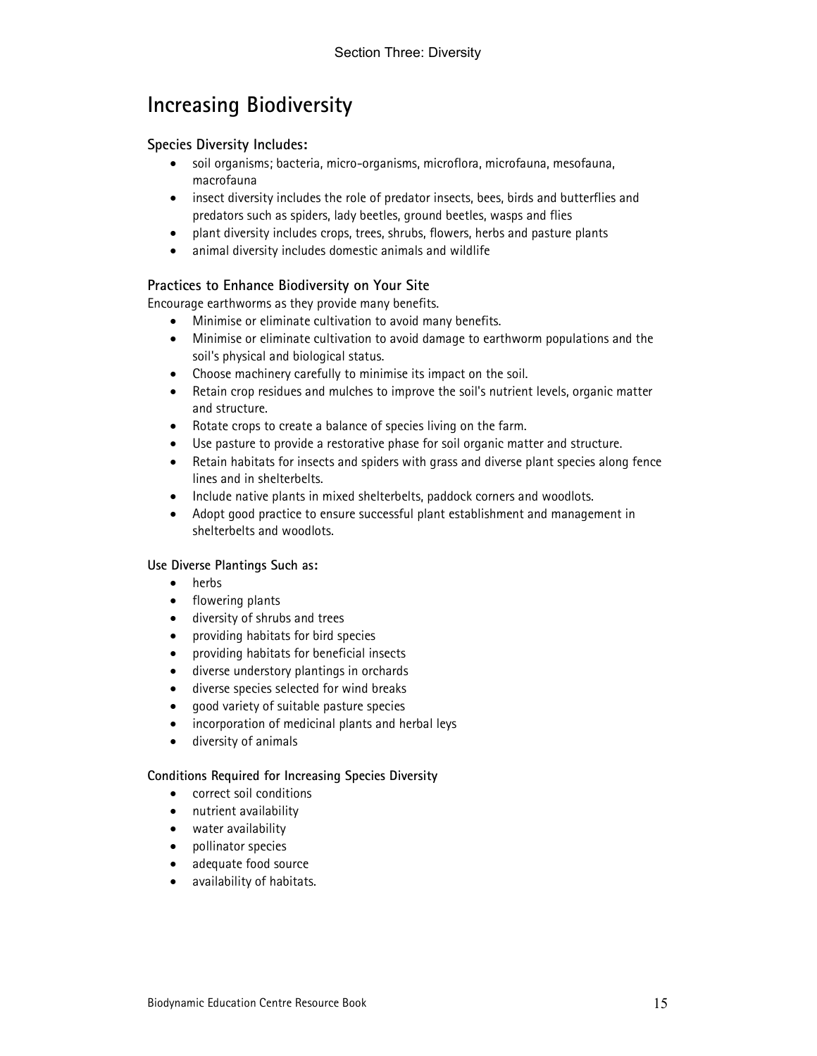# Increasing Biodiversity

### Species Diversity Includes:

- soil organisms; bacteria, micro-organisms, microflora, microfauna, mesofauna, macrofauna
- insect diversity includes the role of predator insects, bees, birds and butterflies and predators such as spiders, lady beetles, ground beetles, wasps and flies
- plant diversity includes crops, trees, shrubs, flowers, herbs and pasture plants
- animal diversity includes domestic animals and wildlife

### Practices to Enhance Biodiversity on Your Site

Encourage earthworms as they provide many benefits.

- Minimise or eliminate cultivation to avoid many benefits.
- Minimise or eliminate cultivation to avoid damage to earthworm populations and the soil's physical and biological status.
- Choose machinery carefully to minimise its impact on the soil.
- Retain crop residues and mulches to improve the soil's nutrient levels, organic matter and structure.
- Rotate crops to create a balance of species living on the farm.
- Use pasture to provide a restorative phase for soil organic matter and structure.
- Retain habitats for insects and spiders with grass and diverse plant species along fence lines and in shelterbelts.
- Include native plants in mixed shelterbelts, paddock corners and woodlots.
- Adopt good practice to ensure successful plant establishment and management in shelterbelts and woodlots.

### Use Diverse Plantings Such as:

- herbs
- flowering plants
- diversity of shrubs and trees
- providing habitats for bird species
- providing habitats for beneficial insects
- diverse understory plantings in orchards
- diverse species selected for wind breaks
- good variety of suitable pasture species
- incorporation of medicinal plants and herbal leys
- diversity of animals

### Conditions Required for Increasing Species Diversity

- correct soil conditions
- nutrient availability
- water availability
- pollinator species
- adequate food source
- availability of habitats.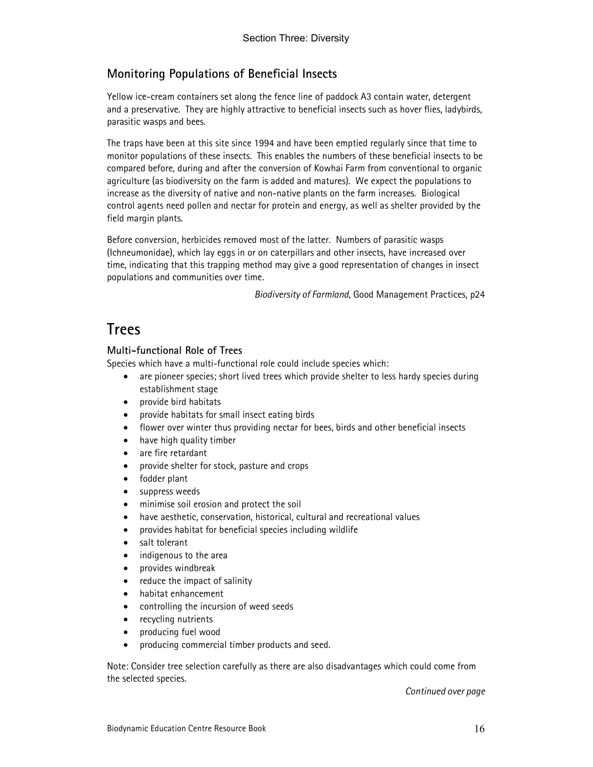## Monitoring Populations of Beneficial Insects

Yellow ice-cream containers set along the fence line of paddock A3 contain water, detergent and a preservative. They are highly attractive to beneficial insects such as hover flies, ladybirds, parasitic wasps and bees.

The traps have been at this site since 1994 and have been emptied regularly since that time to monitor populations of these insects. This enables the numbers of these beneficial insects to be compared before, during and after the conversion of Kowhai Farm from conventional to organic agriculture (as biodiversity on the farm is added and matures). We expect the populations to increase as the diversity of native and non-native plants on the farm increases. Biological control agents need pollen and nectar for protein and energy, as well as shelter provided by the field margin plants.

Before conversion, herbicides removed most of the latter. Numbers of parasitic wasps (Ichneumonidae), which lay eggs in or on caterpillars and other insects, have increased over time, indicating that this trapping method may give a good representation of changes in insect populations and communities over time.

*Biodiversity of Farmland*, Good Management Practices, p24

# Trees

### Multi-functional Role of Trees

Species which have a multi-functional role could include species which:

- are pioneer species; short lived trees which provide shelter to less hardy species during establishment stage
- provide bird habitats
- provide habitats for small insect eating birds
- flower over winter thus providing nectar for bees, birds and other beneficial insects
- have high quality timber
- are fire retardant
- provide shelter for stock, pasture and crops
- fodder plant
- suppress weeds
- minimise soil erosion and protect the soil
- have aesthetic, conservation, historical, cultural and recreational values
- provides habitat for beneficial species including wildlife
- salt tolerant
- indigenous to the area
- provides windbreak
- reduce the impact of salinity
- habitat enhancement
- controlling the incursion of weed seeds
- recycling nutrients
- producing fuel wood
- producing commercial timber products and seed.

Note: Consider tree selection carefully as there are also disadvantages which could come from the selected species.

*Continued over page*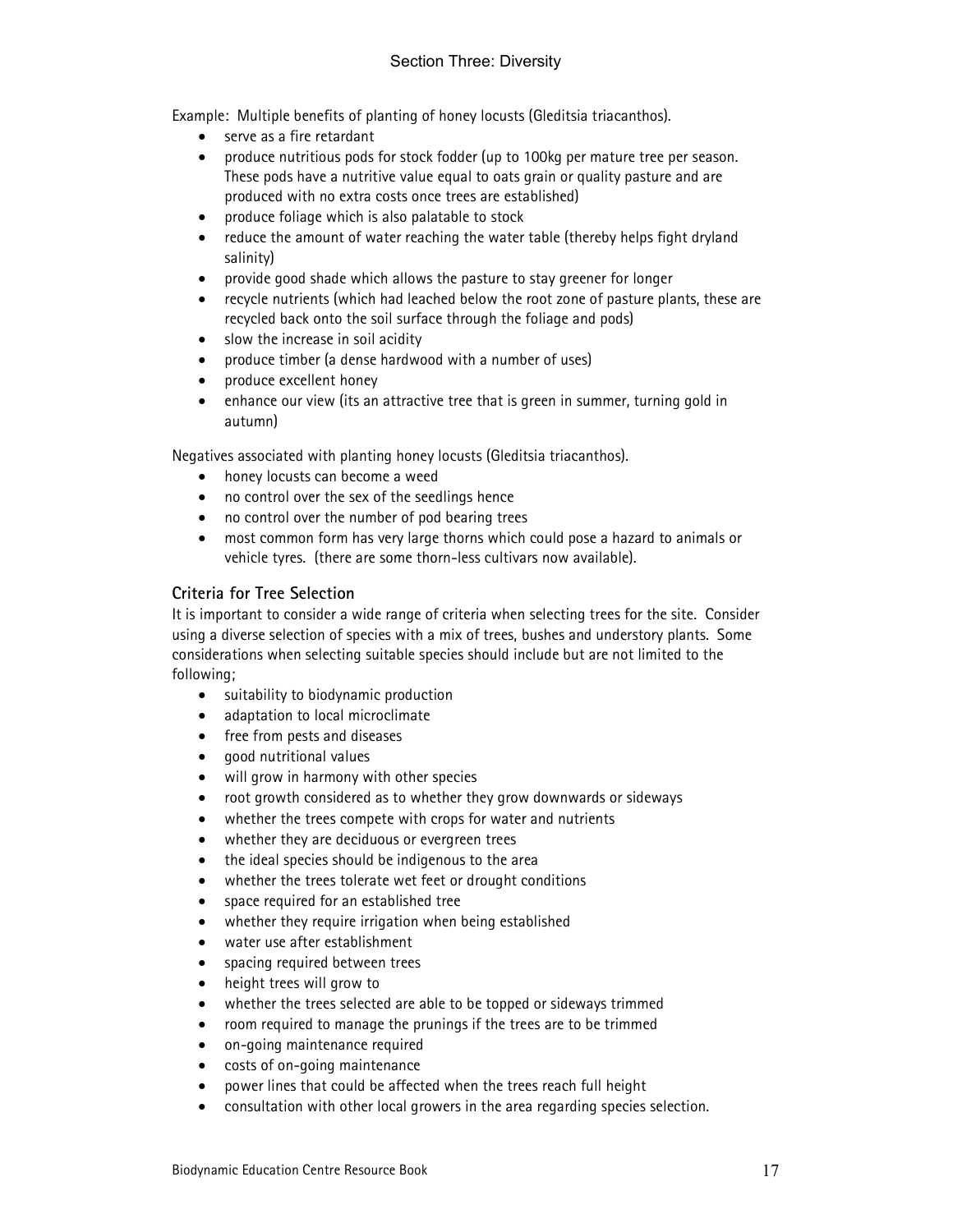Example: Multiple benefits of planting of honey locusts (Gleditsia triacanthos).

- serve as a fire retardant
- produce nutritious pods for stock fodder (up to 100kg per mature tree per season. These pods have a nutritive value equal to oats grain or quality pasture and are produced with no extra costs once trees are established)
- produce foliage which is also palatable to stock
- reduce the amount of water reaching the water table (thereby helps fight dryland salinity)
- provide good shade which allows the pasture to stay greener for longer
- recycle nutrients (which had leached below the root zone of pasture plants, these are recycled back onto the soil surface through the foliage and pods)
- slow the increase in soil acidity
- produce timber (a dense hardwood with a number of uses)
- produce excellent honey
- enhance our view (its an attractive tree that is green in summer, turning gold in autumn)

Negatives associated with planting honey locusts (Gleditsia triacanthos).

- honey locusts can become a weed
- no control over the sex of the seedlings hence
- no control over the number of pod bearing trees
- most common form has very large thorns which could pose a hazard to animals or vehicle tyres. (there are some thorn-less cultivars now available).

### Criteria for Tree Selection

It is important to consider a wide range of criteria when selecting trees for the site. Consider using a diverse selection of species with a mix of trees, bushes and understory plants. Some considerations when selecting suitable species should include but are not limited to the following;

- suitability to biodynamic production
- adaptation to local microclimate
- free from pests and diseases
- good nutritional values
- will grow in harmony with other species
- root growth considered as to whether they grow downwards or sideways
- whether the trees compete with crops for water and nutrients
- whether they are deciduous or evergreen trees
- the ideal species should be indigenous to the area
- whether the trees tolerate wet feet or drought conditions
- space required for an established tree
- whether they require irrigation when being established
- water use after establishment
- spacing required between trees
- height trees will grow to
- whether the trees selected are able to be topped or sideways trimmed
- room required to manage the prunings if the trees are to be trimmed
- on-going maintenance required
- costs of on-going maintenance
- power lines that could be affected when the trees reach full height
- consultation with other local growers in the area regarding species selection.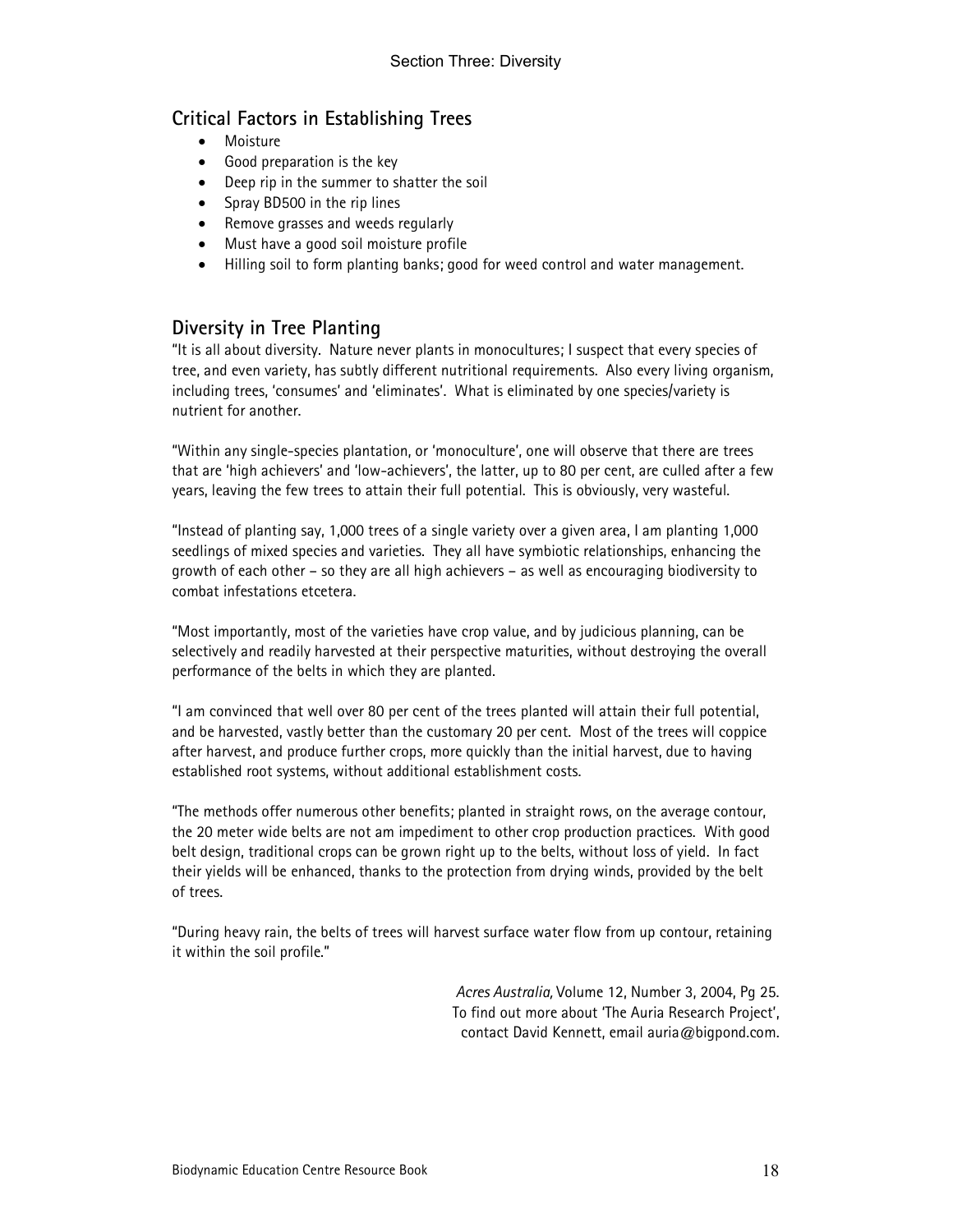## Critical Factors in Establishing Trees

- Moisture
- Good preparation is the key
- Deep rip in the summer to shatter the soil
- Spray BD500 in the rip lines
- Remove grasses and weeds regularly
- Must have a good soil moisture profile
- Hilling soil to form planting banks; good for weed control and water management.

## Diversity in Tree Planting

"It is all about diversity. Nature never plants in monocultures; I suspect that every species of tree, and even variety, has subtly different nutritional requirements. Also every living organism, including trees, 'consumes' and 'eliminates'. What is eliminated by one species/variety is nutrient for another.

"Within any single-species plantation, or 'monoculture', one will observe that there are trees that are 'high achievers' and 'low-achievers', the latter, up to 80 per cent, are culled after a few years, leaving the few trees to attain their full potential. This is obviously, very wasteful.

"Instead of planting say, 1,000 trees of a single variety over a given area, I am planting 1,000 seedlings of mixed species and varieties. They all have symbiotic relationships, enhancing the growth of each other – so they are all high achievers – as well as encouraging biodiversity to combat infestations etcetera.

"Most importantly, most of the varieties have crop value, and by judicious planning, can be selectively and readily harvested at their perspective maturities, without destroying the overall performance of the belts in which they are planted.

"I am convinced that well over 80 per cent of the trees planted will attain their full potential, and be harvested, vastly better than the customary 20 per cent. Most of the trees will coppice after harvest, and produce further crops, more quickly than the initial harvest, due to having established root systems, without additional establishment costs.

"The methods offer numerous other benefits; planted in straight rows, on the average contour, the 20 meter wide belts are not am impediment to other crop production practices. With good belt design, traditional crops can be grown right up to the belts, without loss of yield. In fact their yields will be enhanced, thanks to the protection from drying winds, provided by the belt of trees.

"During heavy rain, the belts of trees will harvest surface water flow from up contour, retaining it within the soil profile."

*Acres Australia,* Volume 12, Number 3, 2004, Pg 25.
To find out more about 'The Auria Research Project',
contact David Kennett, email auria@bigpond.com.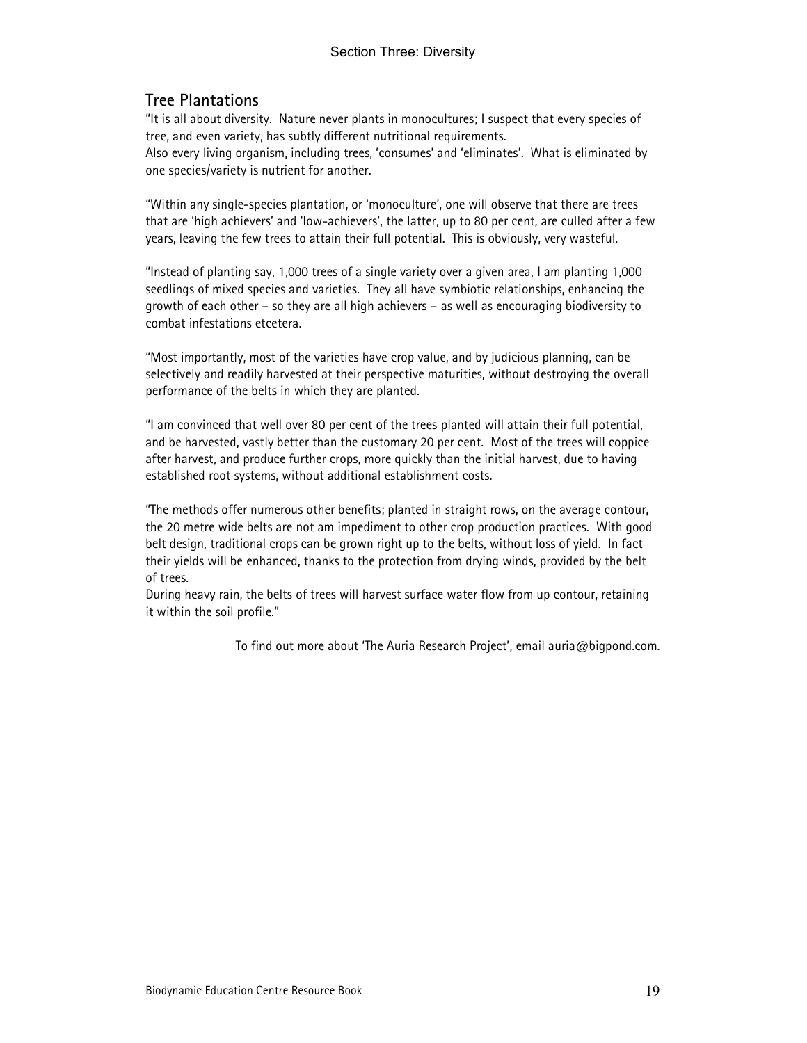## Tree Plantations

"It is all about diversity. Nature never plants in monocultures; I suspect that every species of tree, and even variety, has subtly different nutritional requirements.
Also every living organism, including trees, 'consumes' and 'eliminates'. What is eliminated by one species/variety is nutrient for another.

"Within any single-species plantation, or 'monoculture', one will observe that there are trees that are 'high achievers' and 'low-achievers', the latter, up to 80 per cent, are culled after a few years, leaving the few trees to attain their full potential. This is obviously, very wasteful.

"Instead of planting say, 1,000 trees of a single variety over a given area, I am planting 1,000 seedlings of mixed species and varieties. They all have symbiotic relationships, enhancing the growth of each other – so they are all high achievers – as well as encouraging biodiversity to combat infestations etcetera.

"Most importantly, most of the varieties have crop value, and by judicious planning, can be selectively and readily harvested at their perspective maturities, without destroying the overall performance of the belts in which they are planted.

"I am convinced that well over 80 per cent of the trees planted will attain their full potential, and be harvested, vastly better than the customary 20 per cent. Most of the trees will coppice after harvest, and produce further crops, more quickly than the initial harvest, due to having established root systems, without additional establishment costs.

"The methods offer numerous other benefits; planted in straight rows, on the average contour, the 20 metre wide belts are not am impediment to other crop production practices. With good belt design, traditional crops can be grown right up to the belts, without loss of yield. In fact their yields will be enhanced, thanks to the protection from drying winds, provided by the belt of trees.
During heavy rain, the belts of trees will harvest surface water flow from up contour, retaining it within the soil profile."

To find out more about 'The Auria Research Project', email auria@bigpond.com.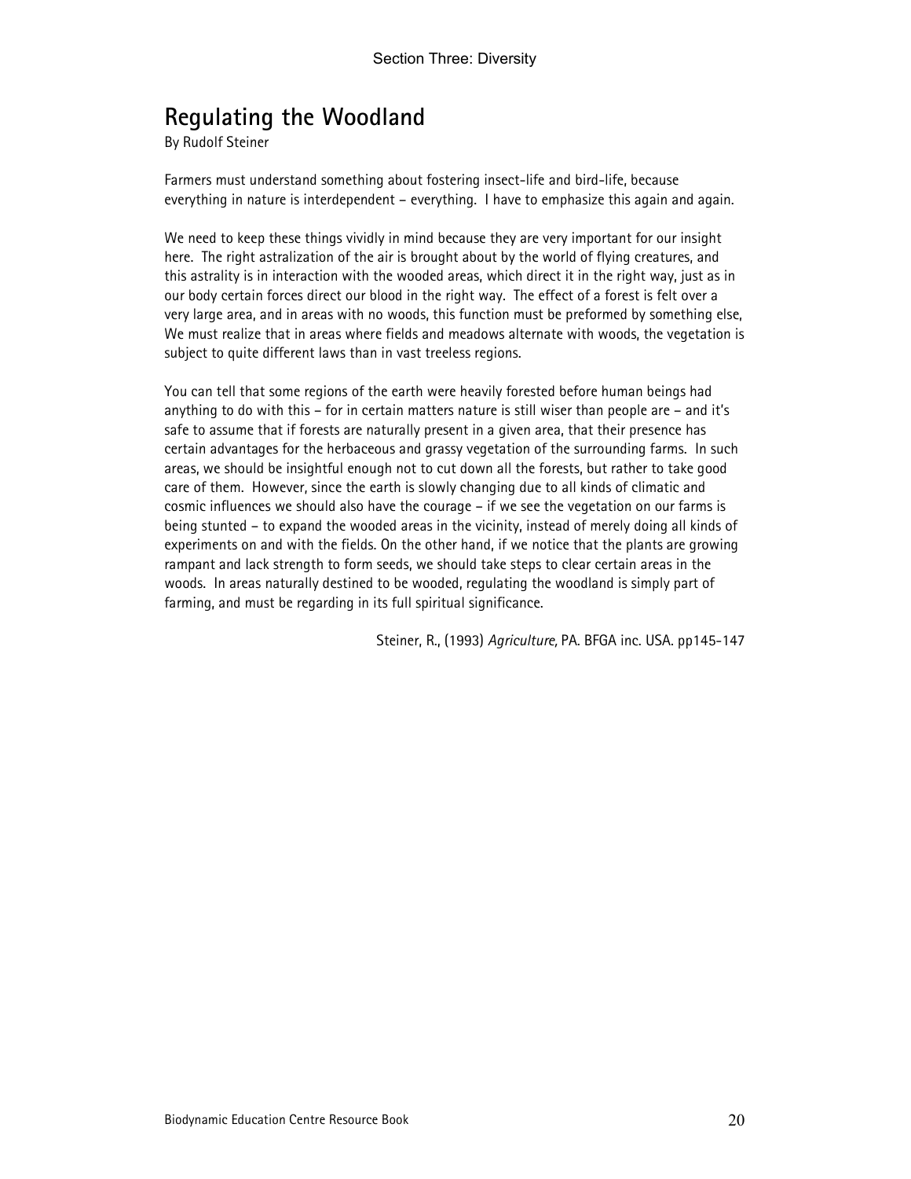## Regulating the Woodland

By Rudolf Steiner

Farmers must understand something about fostering insect-life and bird-life, because everything in nature is interdependent – everything. I have to emphasize this again and again.

We need to keep these things vividly in mind because they are very important for our insight here. The right astralization of the air is brought about by the world of flying creatures, and this astrality is in interaction with the wooded areas, which direct it in the right way, just as in our body certain forces direct our blood in the right way. The effect of a forest is felt over a very large area, and in areas with no woods, this function must be preformed by something else, We must realize that in areas where fields and meadows alternate with woods, the vegetation is subject to quite different laws than in vast treeless regions.

You can tell that some regions of the earth were heavily forested before human beings had anything to do with this – for in certain matters nature is still wiser than people are – and it's safe to assume that if forests are naturally present in a given area, that their presence has certain advantages for the herbaceous and grassy vegetation of the surrounding farms. In such areas, we should be insightful enough not to cut down all the forests, but rather to take good care of them. However, since the earth is slowly changing due to all kinds of climatic and cosmic influences we should also have the courage – if we see the vegetation on our farms is being stunted – to expand the wooded areas in the vicinity, instead of merely doing all kinds of experiments on and with the fields. On the other hand, if we notice that the plants are growing rampant and lack strength to form seeds, we should take steps to clear certain areas in the woods. In areas naturally destined to be wooded, regulating the woodland is simply part of farming, and must be regarding in its full spiritual significance.

Steiner, R., (1993) *Agriculture,* PA. BFGA inc. USA. pp145-147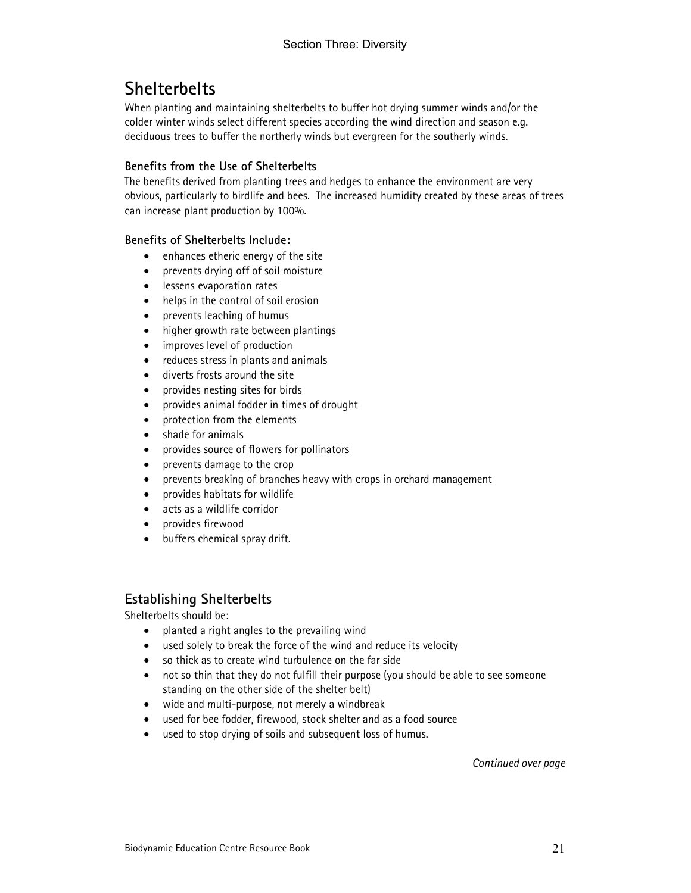# Shelterbelts

When planting and maintaining shelterbelts to buffer hot drying summer winds and/or the colder winter winds select different species according the wind direction and season e.g. deciduous trees to buffer the northerly winds but evergreen for the southerly winds.

### Benefits from the Use of Shelterbelts

The benefits derived from planting trees and hedges to enhance the environment are very obvious, particularly to birdlife and bees. The increased humidity created by these areas of trees can increase plant production by 100%.

### Benefits of Shelterbelts Include:

- enhances etheric energy of the site
- prevents drying off of soil moisture
- lessens evaporation rates
- helps in the control of soil erosion
- prevents leaching of humus
- higher growth rate between plantings
- improves level of production
- reduces stress in plants and animals
- diverts frosts around the site
- provides nesting sites for birds
- provides animal fodder in times of drought
- protection from the elements
- shade for animals
- provides source of flowers for pollinators
- prevents damage to the crop
- prevents breaking of branches heavy with crops in orchard management
- provides habitats for wildlife
- acts as a wildlife corridor
- provides firewood
- buffers chemical spray drift.

## Establishing Shelterbelts

Shelterbelts should be:

- planted a right angles to the prevailing wind
- used solely to break the force of the wind and reduce its velocity
- so thick as to create wind turbulence on the far side
- not so thin that they do not fulfill their purpose (you should be able to see someone standing on the other side of the shelter belt)
- wide and multi-purpose, not merely a windbreak
- used for bee fodder, firewood, stock shelter and as a food source
- used to stop drying of soils and subsequent loss of humus.

*Continued over page*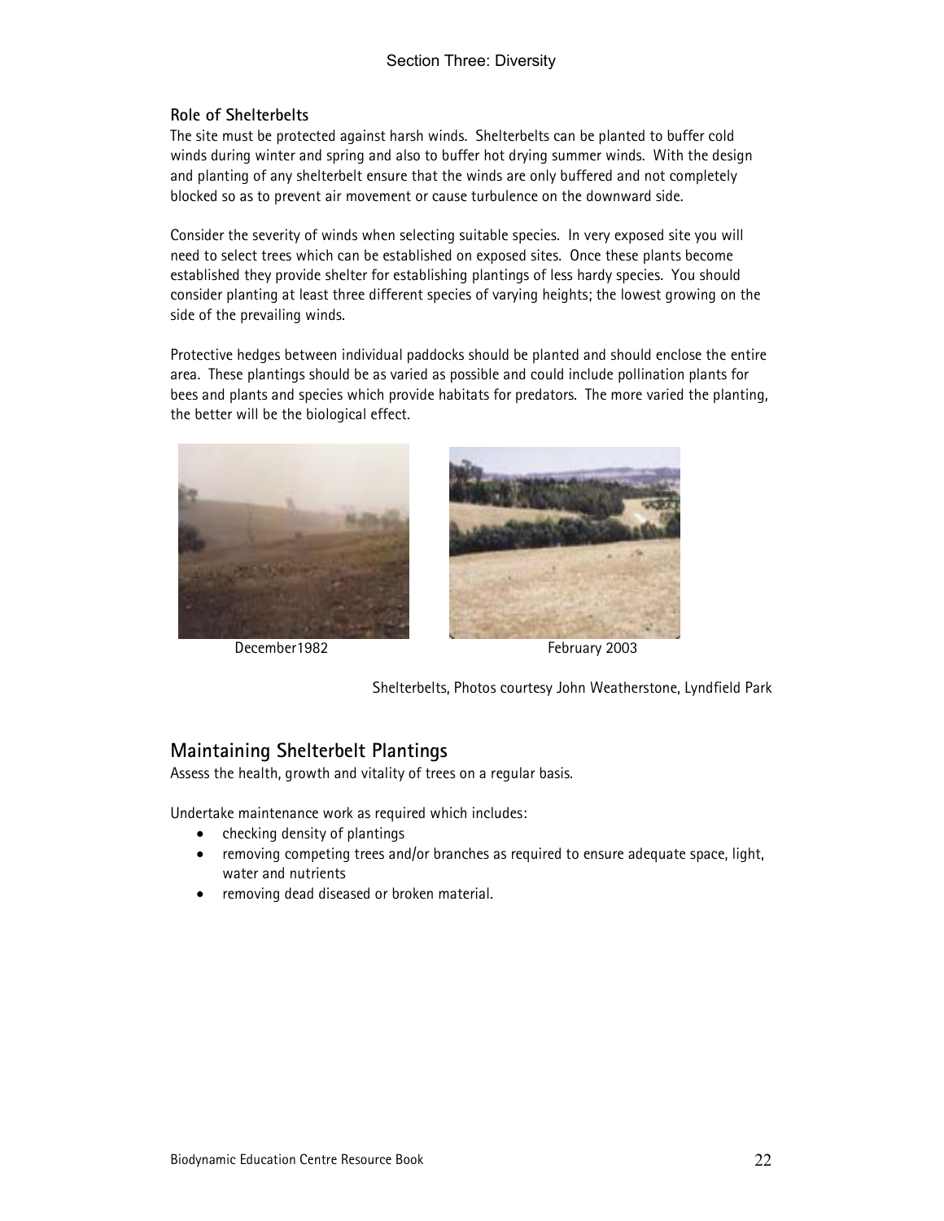### Role of Shelterbelts

The site must be protected against harsh winds. Shelterbelts can be planted to buffer cold winds during winter and spring and also to buffer hot drying summer winds. With the design and planting of any shelterbelt ensure that the winds are only buffered and not completely blocked so as to prevent air movement or cause turbulence on the downward side.

Consider the severity of winds when selecting suitable species. In very exposed site you will need to select trees which can be established on exposed sites. Once these plants become established they provide shelter for establishing plantings of less hardy species. You should consider planting at least three different species of varying heights; the lowest growing on the side of the prevailing winds.

Protective hedges between individual paddocks should be planted and should enclose the entire area. These plantings should be as varied as possible and could include pollination plants for bees and plants and species which provide habitats for predators. The more varied the planting, the better will be the biological effect.

December1982 February 2003

Shelterbelts, Photos courtesy John Weatherstone, Lyndfield Park

## Maintaining Shelterbelt Plantings

Assess the health, growth and vitality of trees on a regular basis.

Undertake maintenance work as required which includes:

- checking density of plantings
- removing competing trees and/or branches as required to ensure adequate space, light, water and nutrients
- removing dead diseased or broken material.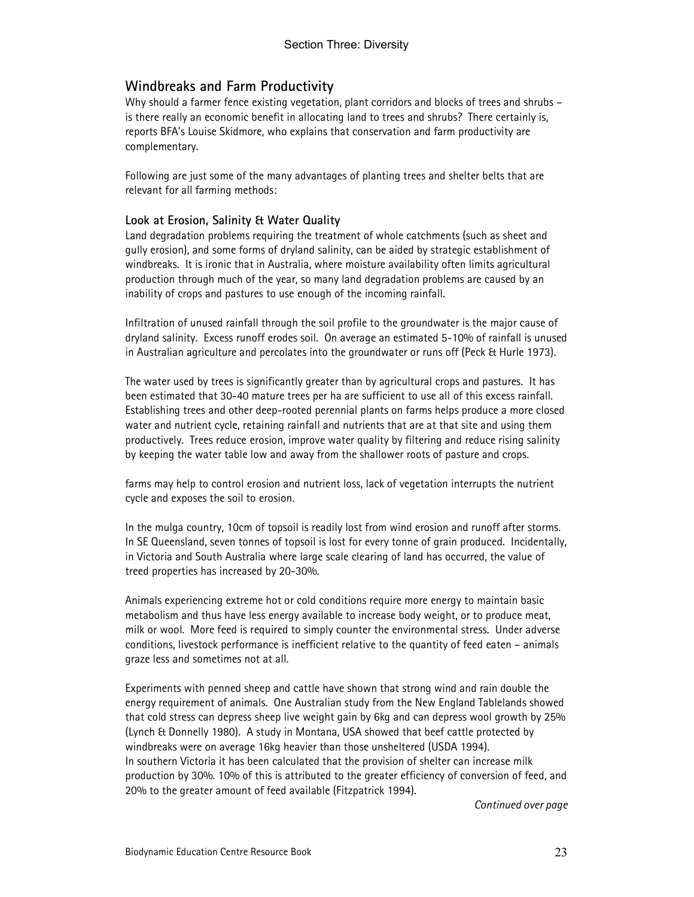## Windbreaks and Farm Productivity

Why should a farmer fence existing vegetation, plant corridors and blocks of trees and shrubs – is there really an economic benefit in allocating land to trees and shrubs? There certainly is, reports BFA's Louise Skidmore, who explains that conservation and farm productivity are complementary.

Following are just some of the many advantages of planting trees and shelter belts that are relevant for all farming methods:

### Look at Erosion, Salinity & Water Quality

Land degradation problems requiring the treatment of whole catchments (such as sheet and gully erosion), and some forms of dryland salinity, can be aided by strategic establishment of windbreaks. It is ironic that in Australia, where moisture availability often limits agricultural production through much of the year, so many land degradation problems are caused by an inability of crops and pastures to use enough of the incoming rainfall.

Infiltration of unused rainfall through the soil profile to the groundwater is the major cause of dryland salinity. Excess runoff erodes soil. On average an estimated 5-10% of rainfall is unused in Australian agriculture and percolates into the groundwater or runs off (Peck & Hurle 1973).

The water used by trees is significantly greater than by agricultural crops and pastures. It has been estimated that 30-40 mature trees per ha are sufficient to use all of this excess rainfall. Establishing trees and other deep-rooted perennial plants on farms helps produce a more closed water and nutrient cycle, retaining rainfall and nutrients that are at that site and using them productively. Trees reduce erosion, improve water quality by filtering and reduce rising salinity by keeping the water table low and away from the shallower roots of pasture and crops.

farms may help to control erosion and nutrient loss, lack of vegetation interrupts the nutrient cycle and exposes the soil to erosion.

In the mulga country, 10cm of topsoil is readily lost from wind erosion and runoff after storms. In SE Queensland, seven tonnes of topsoil is lost for every tonne of grain produced. Incidentally, in Victoria and South Australia where large scale clearing of land has occurred, the value of treed properties has increased by 20-30%.

Animals experiencing extreme hot or cold conditions require more energy to maintain basic metabolism and thus have less energy available to increase body weight, or to produce meat, milk or wool. More feed is required to simply counter the environmental stress. Under adverse conditions, livestock performance is inefficient relative to the quantity of feed eaten – animals graze less and sometimes not at all.

Experiments with penned sheep and cattle have shown that strong wind and rain double the energy requirement of animals. One Australian study from the New England Tablelands showed that cold stress can depress sheep live weight gain by 6kg and can depress wool growth by 25% (Lynch & Donnelly 1980). A study in Montana, USA showed that beef cattle protected by windbreaks were on average 16kg heavier than those unsheltered (USDA 1994).
In southern Victoria it has been calculated that the provision of shelter can increase milk production by 30%. 10% of this is attributed to the greater efficiency of conversion of feed, and 20% to the greater amount of feed available (Fitzpatrick 1994).

*Continued over page*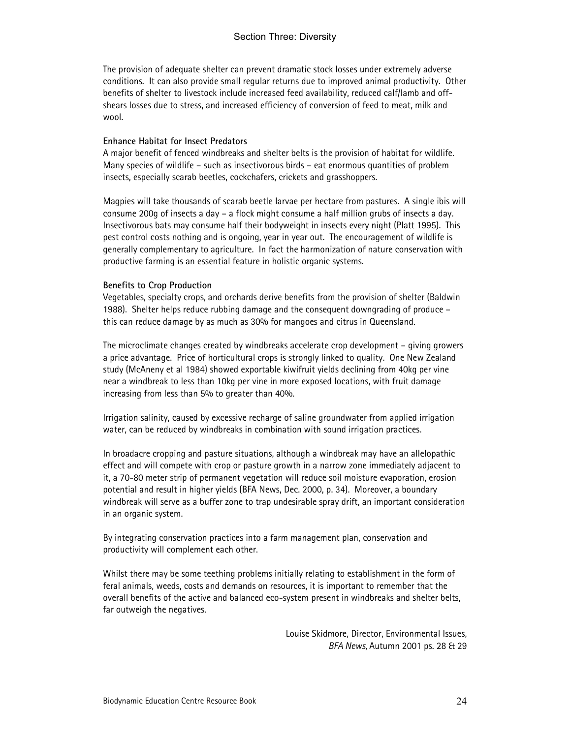The provision of adequate shelter can prevent dramatic stock losses under extremely adverse conditions. It can also provide small regular returns due to improved animal productivity. Other benefits of shelter to livestock include increased feed availability, reduced calf/lamb and off-shears losses due to stress, and increased efficiency of conversion of feed to meat, milk and wool.

**Enhance Habitat for Insect Predators**

A major benefit of fenced windbreaks and shelter belts is the provision of habitat for wildlife. Many species of wildlife – such as insectivorous birds – eat enormous quantities of problem insects, especially scarab beetles, cockchafers, crickets and grasshoppers.

Magpies will take thousands of scarab beetle larvae per hectare from pastures. A single ibis will consume 200g of insects a day – a flock might consume a half million grubs of insects a day. Insectivorous bats may consume half their bodyweight in insects every night (Platt 1995). This pest control costs nothing and is ongoing, year in year out. The encouragement of wildlife is generally complementary to agriculture. In fact the harmonization of nature conservation with productive farming is an essential feature in holistic organic systems.

**Benefits to Crop Production**

Vegetables, specialty crops, and orchards derive benefits from the provision of shelter (Baldwin 1988). Shelter helps reduce rubbing damage and the consequent downgrading of produce – this can reduce damage by as much as 30% for mangoes and citrus in Queensland.

The microclimate changes created by windbreaks accelerate crop development – giving growers a price advantage. Price of horticultural crops is strongly linked to quality. One New Zealand study (McAneny et al 1984) showed exportable kiwifruit yields declining from 40kg per vine near a windbreak to less than 10kg per vine in more exposed locations, with fruit damage increasing from less than 5% to greater than 40%.

Irrigation salinity, caused by excessive recharge of saline groundwater from applied irrigation water, can be reduced by windbreaks in combination with sound irrigation practices.

In broadacre cropping and pasture situations, although a windbreak may have an allelopathic effect and will compete with crop or pasture growth in a narrow zone immediately adjacent to it, a 70-80 meter strip of permanent vegetation will reduce soil moisture evaporation, erosion potential and result in higher yields (BFA News, Dec. 2000, p. 34). Moreover, a boundary windbreak will serve as a buffer zone to trap undesirable spray drift, an important consideration in an organic system.

By integrating conservation practices into a farm management plan, conservation and productivity will complement each other.

Whilst there may be some teething problems initially relating to establishment in the form of feral animals, weeds, costs and demands on resources, it is important to remember that the overall benefits of the active and balanced eco-system present in windbreaks and shelter belts, far outweigh the negatives.

Louise Skidmore, Director, Environmental Issues,
*BFA News,* Autumn 2001 ps. 28 & 29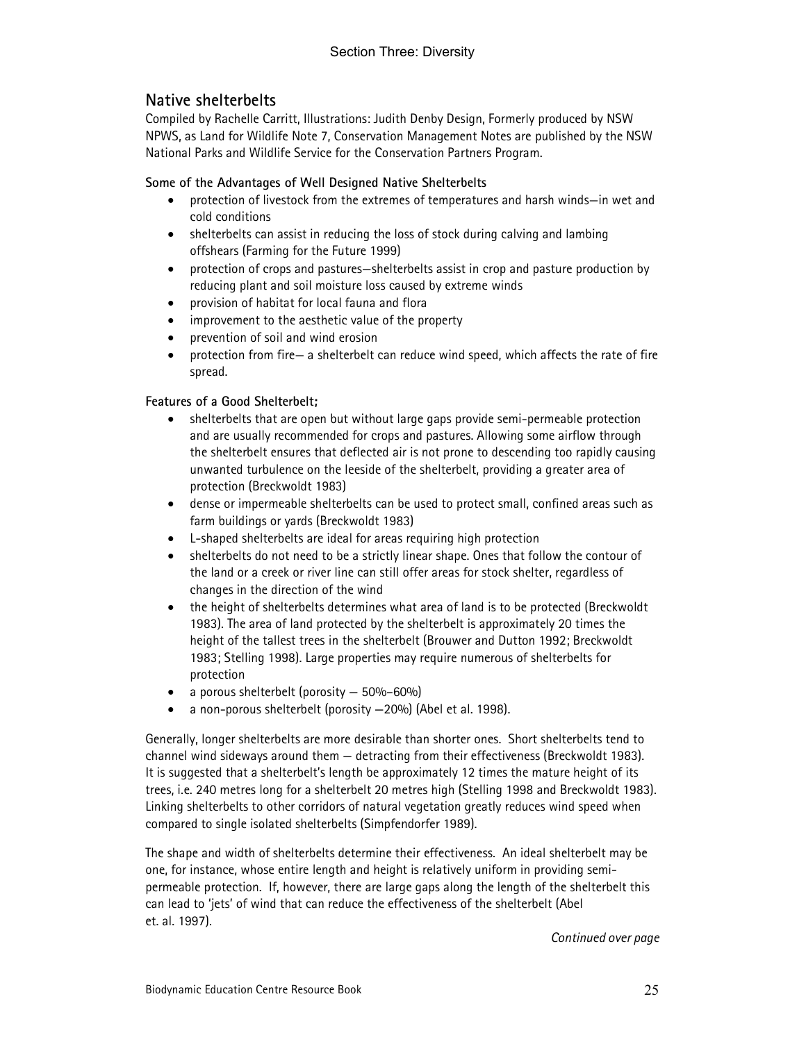## Native shelterbelts

Compiled by Rachelle Carritt, Illustrations: Judith Denby Design, Formerly produced by NSW NPWS, as Land for Wildlife Note 7, Conservation Management Notes are published by the NSW National Parks and Wildlife Service for the Conservation Partners Program.

**Some of the Advantages of Well Designed Native Shelterbelts**

- protection of livestock from the extremes of temperatures and harsh winds—in wet and cold conditions
- shelterbelts can assist in reducing the loss of stock during calving and lambing offshears (Farming for the Future 1999)
- protection of crops and pastures—shelterbelts assist in crop and pasture production by reducing plant and soil moisture loss caused by extreme winds
- provision of habitat for local fauna and flora
- improvement to the aesthetic value of the property
- prevention of soil and wind erosion
- protection from fire— a shelterbelt can reduce wind speed, which affects the rate of fire spread.

**Features of a Good Shelterbelt;**

- shelterbelts that are open but without large gaps provide semi-permeable protection and are usually recommended for crops and pastures. Allowing some airflow through the shelterbelt ensures that deflected air is not prone to descending too rapidly causing unwanted turbulence on the leeside of the shelterbelt, providing a greater area of protection (Breckwoldt 1983)
- dense or impermeable shelterbelts can be used to protect small, confined areas such as farm buildings or yards (Breckwoldt 1983)
- L-shaped shelterbelts are ideal for areas requiring high protection
- shelterbelts do not need to be a strictly linear shape. Ones that follow the contour of the land or a creek or river line can still offer areas for stock shelter, regardless of changes in the direction of the wind
- the height of shelterbelts determines what area of land is to be protected (Breckwoldt 1983). The area of land protected by the shelterbelt is approximately 20 times the height of the tallest trees in the shelterbelt (Brouwer and Dutton 1992; Breckwoldt 1983; Stelling 1998). Large properties may require numerous of shelterbelts for protection
- a porous shelterbelt (porosity — 50%–60%)
- a non-porous shelterbelt (porosity —20%) (Abel et al. 1998).

Generally, longer shelterbelts are more desirable than shorter ones. Short shelterbelts tend to channel wind sideways around them — detracting from their effectiveness (Breckwoldt 1983). It is suggested that a shelterbelt's length be approximately 12 times the mature height of its trees, i.e. 240 metres long for a shelterbelt 20 metres high (Stelling 1998 and Breckwoldt 1983). Linking shelterbelts to other corridors of natural vegetation greatly reduces wind speed when compared to single isolated shelterbelts (Simpfendorfer 1989).

The shape and width of shelterbelts determine their effectiveness. An ideal shelterbelt may be one, for instance, whose entire length and height is relatively uniform in providing semi-permeable protection. If, however, there are large gaps along the length of the shelterbelt this can lead to 'jets' of wind that can reduce the effectiveness of the shelterbelt (Abel et. al. 1997).

*Continued over page*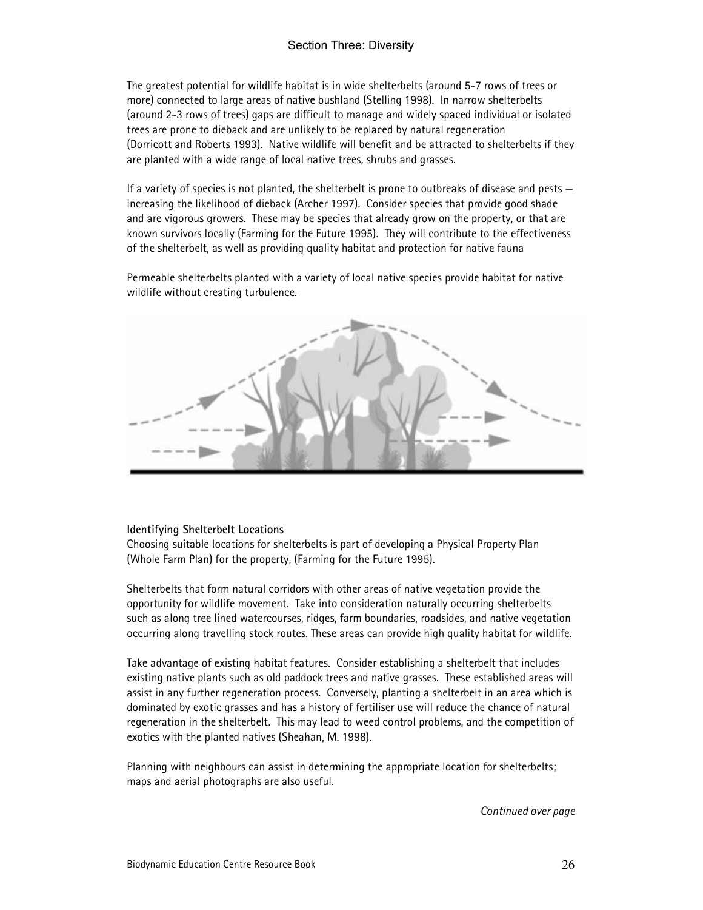The greatest potential for wildlife habitat is in wide shelterbelts (around 5-7 rows of trees or more) connected to large areas of native bushland (Stelling 1998). In narrow shelterbelts (around 2-3 rows of trees) gaps are difficult to manage and widely spaced individual or isolated trees are prone to dieback and are unlikely to be replaced by natural regeneration (Dorricott and Roberts 1993). Native wildlife will benefit and be attracted to shelterbelts if they are planted with a wide range of local native trees, shrubs and grasses.

If a variety of species is not planted, the shelterbelt is prone to outbreaks of disease and pests – increasing the likelihood of dieback (Archer 1997). Consider species that provide good shade and are vigorous growers. These may be species that already grow on the property, or that are known survivors locally (Farming for the Future 1995). They will contribute to the effectiveness of the shelterbelt, as well as providing quality habitat and protection for native fauna

Permeable shelterbelts planted with a variety of local native species provide habitat for native wildlife without creating turbulence.

**Identifying Shelterbelt Locations**

Choosing suitable locations for shelterbelts is part of developing a Physical Property Plan (Whole Farm Plan) for the property, (Farming for the Future 1995).

Shelterbelts that form natural corridors with other areas of native vegetation provide the opportunity for wildlife movement. Take into consideration naturally occurring shelterbelts such as along tree lined watercourses, ridges, farm boundaries, roadsides, and native vegetation occurring along travelling stock routes. These areas can provide high quality habitat for wildlife.

Take advantage of existing habitat features. Consider establishing a shelterbelt that includes existing native plants such as old paddock trees and native grasses. These established areas will assist in any further regeneration process. Conversely, planting a shelterbelt in an area which is dominated by exotic grasses and has a history of fertiliser use will reduce the chance of natural regeneration in the shelterbelt. This may lead to weed control problems, and the competition of exotics with the planted natives (Sheahan, M. 1998).

Planning with neighbours can assist in determining the appropriate location for shelterbelts; maps and aerial photographs are also useful.

*Continued over page*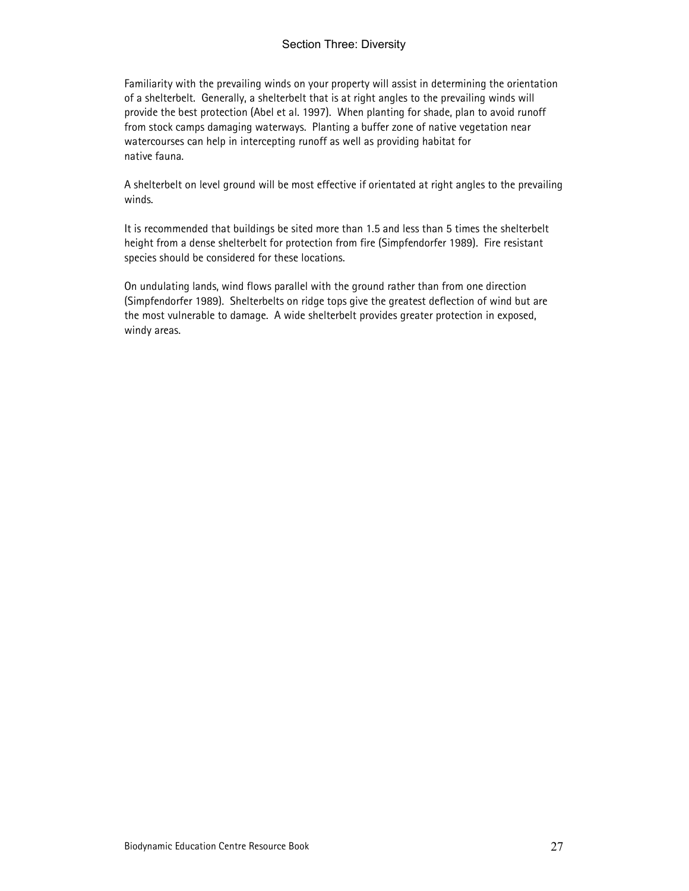Familiarity with the prevailing winds on your property will assist in determining the orientation of a shelterbelt. Generally, a shelterbelt that is at right angles to the prevailing winds will provide the best protection (Abel et al. 1997). When planting for shade, plan to avoid runoff from stock camps damaging waterways. Planting a buffer zone of native vegetation near watercourses can help in intercepting runoff as well as providing habitat for native fauna.

A shelterbelt on level ground will be most effective if orientated at right angles to the prevailing winds.

It is recommended that buildings be sited more than 1.5 and less than 5 times the shelterbelt height from a dense shelterbelt for protection from fire (Simpfendorfer 1989). Fire resistant species should be considered for these locations.

On undulating lands, wind flows parallel with the ground rather than from one direction (Simpfendorfer 1989). Shelterbelts on ridge tops give the greatest deflection of wind but are the most vulnerable to damage. A wide shelterbelt provides greater protection in exposed, windy areas.